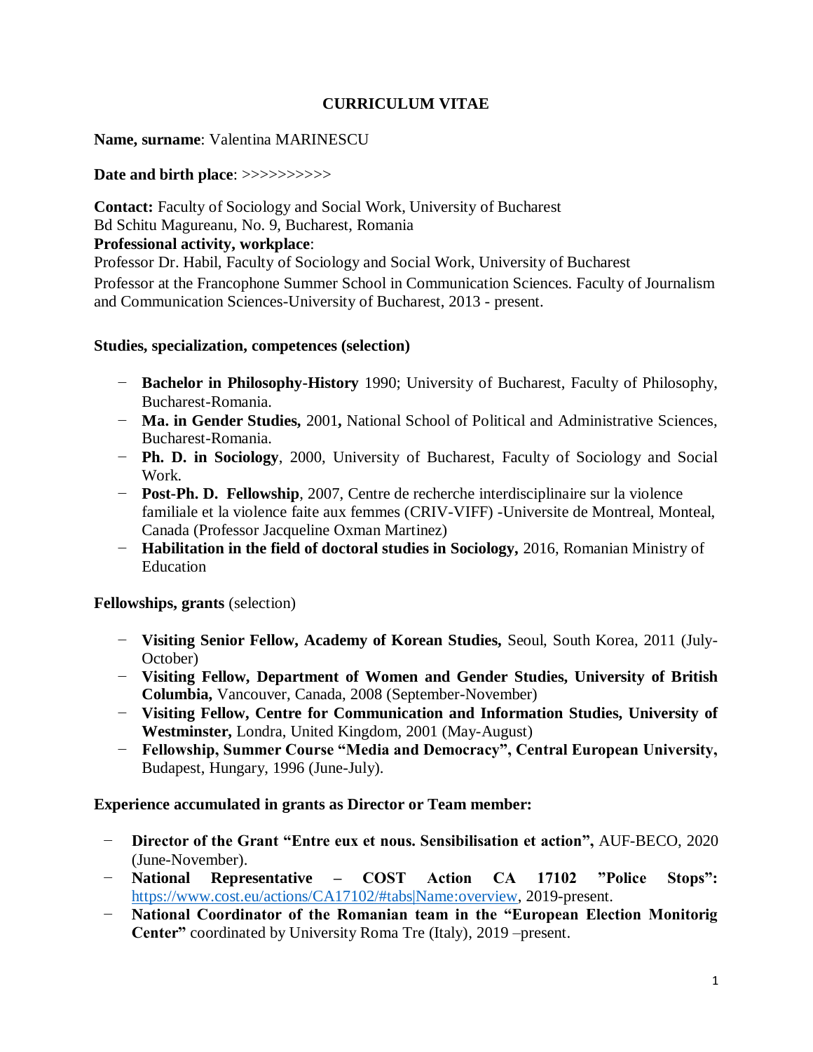# CURRICULUM VITAE

**Name, surname**: Valentina MARINESCU

**Date and birth place**: >>>>>>>>>>>

**Contact:** Faculty of Sociology and Social Work, University of Bucharest
Bd Schitu Magureanu, No. 9, Bucharest, Romania

**Professional activity, workplace**:
Professor Dr. Habil, Faculty of Sociology and Social Work, University of Bucharest
Professor at the Francophone Summer School in Communication Sciences. Faculty of Journalism and Communication Sciences-University of Bucharest, 2013 - present.

**Studies, specialization, competences (selection)**

- **Bachelor in Philosophy-History** 1990; University of Bucharest, Faculty of Philosophy, Bucharest-Romania.
- **Ma. in Gender Studies,** 2001**,** National School of Political and Administrative Sciences, Bucharest-Romania.
- **Ph. D. in Sociology**, 2000, University of Bucharest, Faculty of Sociology and Social Work.
- **Post-Ph. D. Fellowship**, 2007, Centre de recherche interdisciplinaire sur la violence familiale et la violence faite aux femmes (CRIV-VIFF) -Universite de Montreal, Monteal, Canada (Professor Jacqueline Oxman Martinez)
- **Habilitation in the field of doctoral studies in Sociology,** 2016, Romanian Ministry of Education

**Fellowships, grants** (selection)

- **Visiting Senior Fellow, Academy of Korean Studies,** Seoul, South Korea, 2011 (July-October)
- **Visiting Fellow, Department of Women and Gender Studies, University of British Columbia,** Vancouver, Canada, 2008 (September-November)
- **Visiting Fellow, Centre for Communication and Information Studies, University of Westminster,** Londra, United Kingdom, 2001 (May-August)
- **Fellowship, Summer Course "Media and Democracy", Central European University,** Budapest, Hungary, 1996 (June-July).

**Experience accumulated in grants as Director or Team member:**

- **Director of the Grant "Entre eux et nous. Sensibilisation et action",** AUF-BECO, 2020 (June-November).
- **National Representative – COST Action CA 17102 "Police Stops":** https://www.cost.eu/actions/CA17102/#tabs|Name:overview, 2019-present.
- **National Coordinator of the Romanian team in the "European Election Monitorig Center"** coordinated by University Roma Tre (Italy), 2019 –present.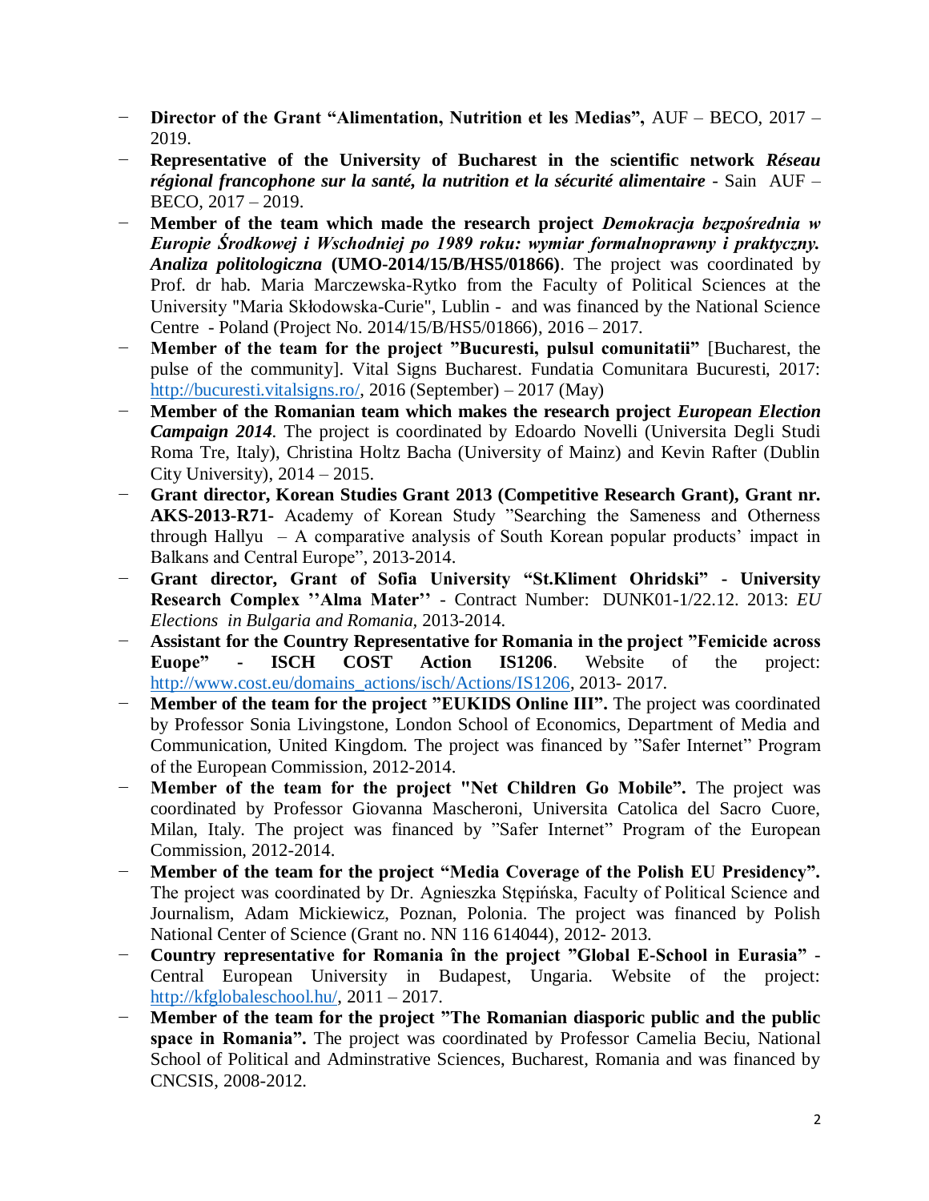- **Director of the Grant "Alimentation, Nutrition et les Medias",** AUF – BECO, 2017 – 2019.
- **Representative of the University of Bucharest in the scientific network *Réseau régional francophone sur la santé, la nutrition et la sécurité alimentaire*** - Sain AUF – BECO, 2017 – 2019.
- **Member of the team which made the research project *Demokracja bezpośrednia w Europie Środkowej i Wschodniej po 1989 roku: wymiar formalnoprawny i praktyczny. Analiza politologiczna* (UMO-2014/15/B/HS5/01866)**. The project was coordinated by Prof. dr hab. Maria Marczewska-Rytko from the Faculty of Political Sciences at the University "Maria Skłodowska-Curie", Lublin - and was financed by the National Science Centre - Poland (Project No. 2014/15/B/HS5/01866), 2016 – 2017.
- **Member of the team for the project "Bucuresti, pulsul comunitatii"** [Bucharest, the pulse of the community]. Vital Signs Bucharest. Fundatia Comunitara Bucuresti, 2017: http://bucuresti.vitalsigns.ro/, 2016 (September) – 2017 (May)
- **Member of the Romanian team which makes the research project *European Election Campaign 2014*.** The project is coordinated by Edoardo Novelli (Universita Degli Studi Roma Tre, Italy), Christina Holtz Bacha (University of Mainz) and Kevin Rafter (Dublin City University), 2014 – 2015.
- **Grant director, Korean Studies Grant 2013 (Competitive Research Grant), Grant nr. AKS-2013-R71**- Academy of Korean Study "Searching the Sameness and Otherness through Hallyu – A comparative analysis of South Korean popular products' impact in Balkans and Central Europe", 2013-2014.
- **Grant director, Grant of Sofia University "St.Kliment Ohridski" - University Research Complex ''Alma Mater''** - Contract Number: DUNK01-1/22.12. 2013: *EU Elections in Bulgaria and Romania,* 2013-2014.
- **Assistant for the Country Representative for Romania in the project "Femicide across Euope" - ISCH COST Action IS1206**. Website of the project: http://www.cost.eu/domains_actions/isch/Actions/IS1206, 2013- 2017.
- **Member of the team for the project "EUKIDS Online III".** The project was coordinated by Professor Sonia Livingstone, London School of Economics, Department of Media and Communication, United Kingdom. The project was financed by "Safer Internet" Program of the European Commission, 2012-2014.
- **Member of the team for the project "Net Children Go Mobile".** The project was coordinated by Professor Giovanna Mascheroni, Universita Catolica del Sacro Cuore, Milan, Italy. The project was financed by "Safer Internet" Program of the European Commission, 2012-2014.
- **Member of the team for the project "Media Coverage of the Polish EU Presidency".** The project was coordinated by Dr. Agnieszka Stępińska, Faculty of Political Science and Journalism, Adam Mickiewicz, Poznan, Polonia. The project was financed by Polish National Center of Science (Grant no. NN 116 614044), 2012- 2013.
- **Country representative for Romania în the project "Global E-School in Eurasia"** - Central European University in Budapest, Ungaria. Website of the project: http://kfglobaleschool.hu/, 2011 – 2017.
- **Member of the team for the project "The Romanian diasporic public and the public space in Romania".** The project was coordinated by Professor Camelia Beciu, National School of Political and Adminstrative Sciences, Bucharest, Romania and was financed by CNCSIS, 2008-2012.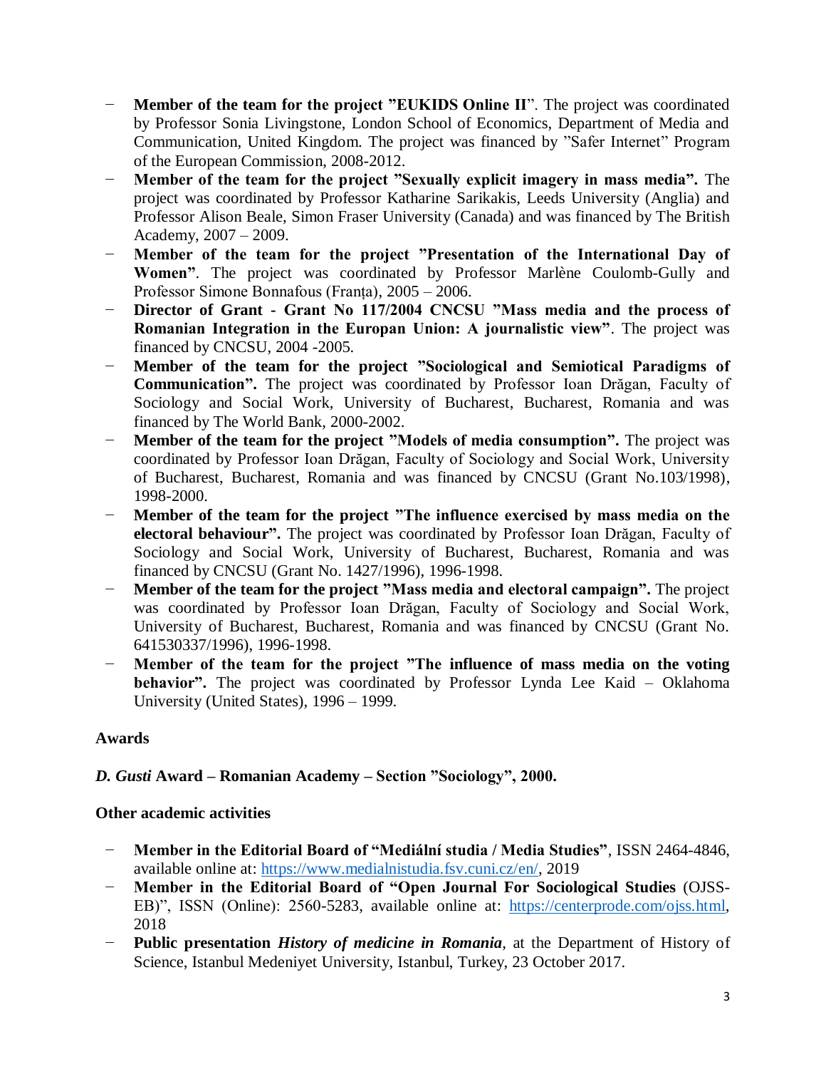- **Member of the team for the project ”EUKIDS Online II**”. The project was coordinated by Professor Sonia Livingstone, London School of Economics, Department of Media and Communication, United Kingdom. The project was financed by ”Safer Internet” Program of the European Commission, 2008-2012.
- **Member of the team for the project ”Sexually explicit imagery in mass media”.** The project was coordinated by Professor Katharine Sarikakis, Leeds University (Anglia) and Professor Alison Beale, Simon Fraser University (Canada) and was financed by The British Academy, 2007 – 2009.
- **Member of the team for the project ”Presentation of the International Day of Women”**. The project was coordinated by Professor Marlène Coulomb-Gully and Professor Simone Bonnafous (Franța), 2005 – 2006.
- **Director of Grant - Grant No 117/2004 CNCSU ”Mass media and the process of Romanian Integration in the Europan Union: A journalistic view”**. The project was financed by CNCSU, 2004 -2005.
- **Member of the team for the project ”Sociological and Semiotical Paradigms of Communication”.** The project was coordinated by Professor Ioan Drăgan, Faculty of Sociology and Social Work, University of Bucharest, Bucharest, Romania and was financed by The World Bank, 2000-2002.
- **Member of the team for the project ”Models of media consumption”.** The project was coordinated by Professor Ioan Drăgan, Faculty of Sociology and Social Work, University of Bucharest, Bucharest, Romania and was financed by CNCSU (Grant No.103/1998), 1998-2000.
- **Member of the team for the project ”The influence exercised by mass media on the electoral behaviour”.** The project was coordinated by Professor Ioan Drăgan, Faculty of Sociology and Social Work, University of Bucharest, Bucharest, Romania and was financed by CNCSU (Grant No. 1427/1996), 1996-1998.
- **Member of the team for the project ”Mass media and electoral campaign”.** The project was coordinated by Professor Ioan Drăgan, Faculty of Sociology and Social Work, University of Bucharest, Bucharest, Romania and was financed by CNCSU (Grant No. 641530337/1996), 1996-1998.
- **Member of the team for the project ”The influence of mass media on the voting behavior”.** The project was coordinated by Professor Lynda Lee Kaid – Oklahoma University (United States), 1996 – 1999.

## Awards

***D. Gusti* Award – Romanian Academy – Section ”Sociology”, 2000.**

## Other academic activities

- **Member in the Editorial Board of “Mediální studia / Media Studies”**, ISSN 2464-4846, available online at: https://www.medialnistudia.fsv.cuni.cz/en/, 2019
- **Member in the Editorial Board of “Open Journal For Sociological Studies** (OJSS-EB)”, ISSN (Online): 2560-5283, available online at: https://centerprode.com/ojss.html, 2018
- **Public presentation *History of medicine in Romania***, at the Department of History of Science, Istanbul Medeniyet University, Istanbul, Turkey, 23 October 2017.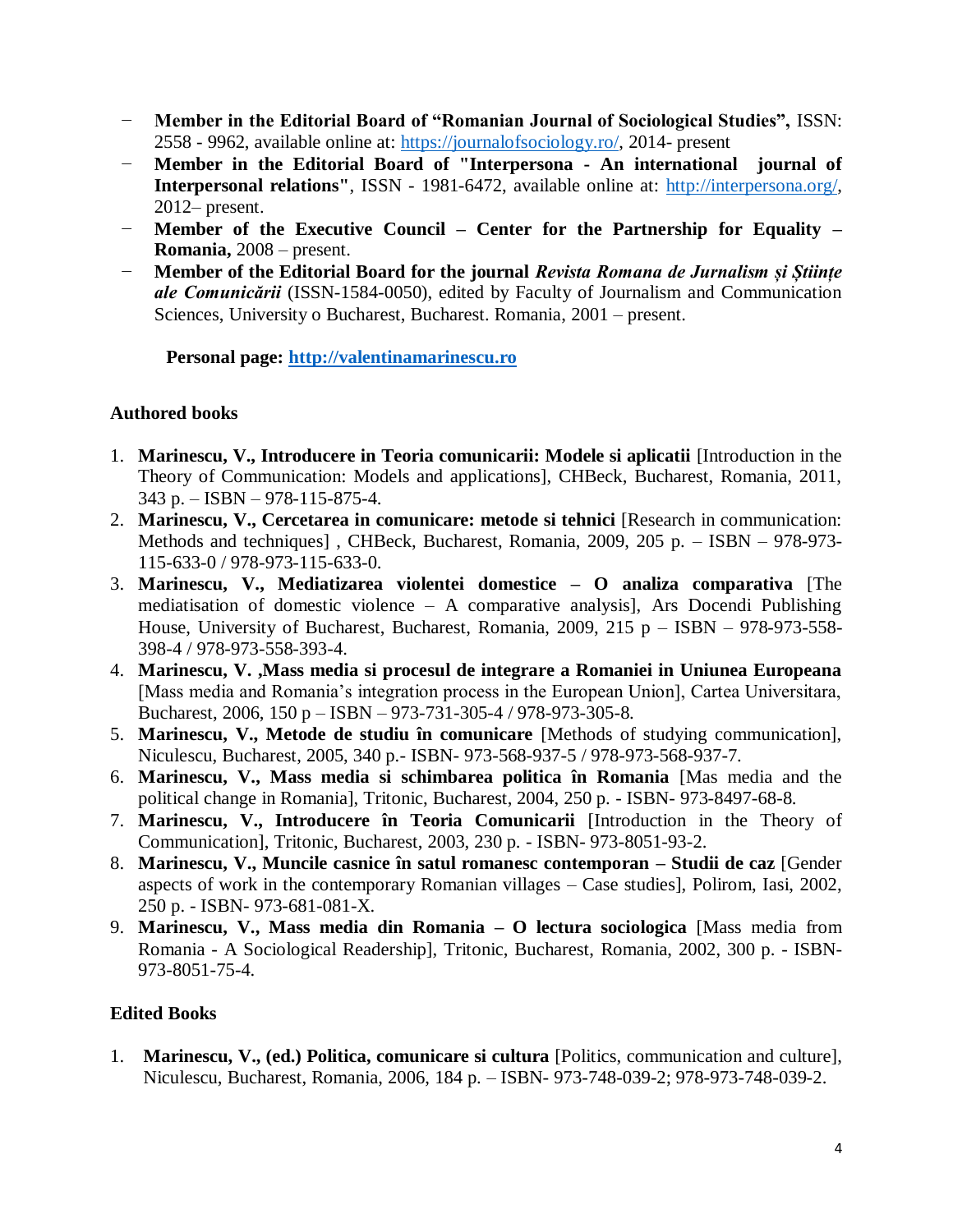- **Member in the Editorial Board of "Romanian Journal of Sociological Studies",** ISSN: 2558 - 9962, available online at: https://journalofsociology.ro/, 2014- present
- **Member in the Editorial Board of "Interpersona - An international journal of Interpersonal relations"**, ISSN - 1981-6472, available online at: http://interpersona.org/, 2012– present.
- **Member of the Executive Council – Center for the Partnership for Equality – Romania,** 2008 – present.
- **Member of the Editorial Board for the journal *Revista Romana de Jurnalism și Științe ale Comunicării*** (ISSN-1584-0050), edited by Faculty of Journalism and Communication Sciences, University o Bucharest, Bucharest. Romania, 2001 – present.

**Personal page: http://valentinamarinescu.ro**

## Authored books

1. **Marinescu, V., Introducere in Teoria comunicarii: Modele si aplicatii** [Introduction in the Theory of Communication: Models and applications], CHBeck, Bucharest, Romania, 2011, 343 p. – ISBN – 978-115-875-4.
2. **Marinescu, V., Cercetarea in comunicare: metode si tehnici** [Research in communication: Methods and techniques] , CHBeck, Bucharest, Romania, 2009, 205 p. – ISBN – 978-973-115-633-0 / 978-973-115-633-0.
3. **Marinescu, V., Mediatizarea violentei domestice – O analiza comparativa** [The mediatisation of domestic violence – A comparative analysis], Ars Docendi Publishing House, University of Bucharest, Bucharest, Romania, 2009, 215 p – ISBN – 978-973-558-398-4 / 978-973-558-393-4.
4. **Marinescu, V. ,Mass media si procesul de integrare a Romaniei in Uniunea Europeana** [Mass media and Romania's integration process in the European Union], Cartea Universitara, Bucharest, 2006, 150 p – ISBN – 973-731-305-4 / 978-973-305-8.
5. **Marinescu, V., Metode de studiu în comunicare** [Methods of studying communication], Niculescu, Bucharest, 2005, 340 p.- ISBN- 973-568-937-5 / 978-973-568-937-7.
6. **Marinescu, V., Mass media si schimbarea politica în Romania** [Mas media and the political change in Romania], Tritonic, Bucharest, 2004, 250 p. - ISBN- 973-8497-68-8.
7. **Marinescu, V., Introducere în Teoria Comunicarii** [Introduction in the Theory of Communication], Tritonic, Bucharest, 2003, 230 p. - ISBN- 973-8051-93-2.
8. **Marinescu, V., Muncile casnice în satul romanesc contemporan – Studii de caz** [Gender aspects of work in the contemporary Romanian villages – Case studies], Polirom, Iasi, 2002, 250 p. - ISBN- 973-681-081-X.
9. **Marinescu, V., Mass media din Romania – O lectura sociologica** [Mass media from Romania - A Sociological Readership], Tritonic, Bucharest, Romania, 2002, 300 p. - ISBN-973-8051-75-4.

## Edited Books

1. **Marinescu, V., (ed.) Politica, comunicare si cultura** [Politics, communication and culture], Niculescu, Bucharest, Romania, 2006, 184 p. – ISBN- 973-748-039-2; 978-973-748-039-2.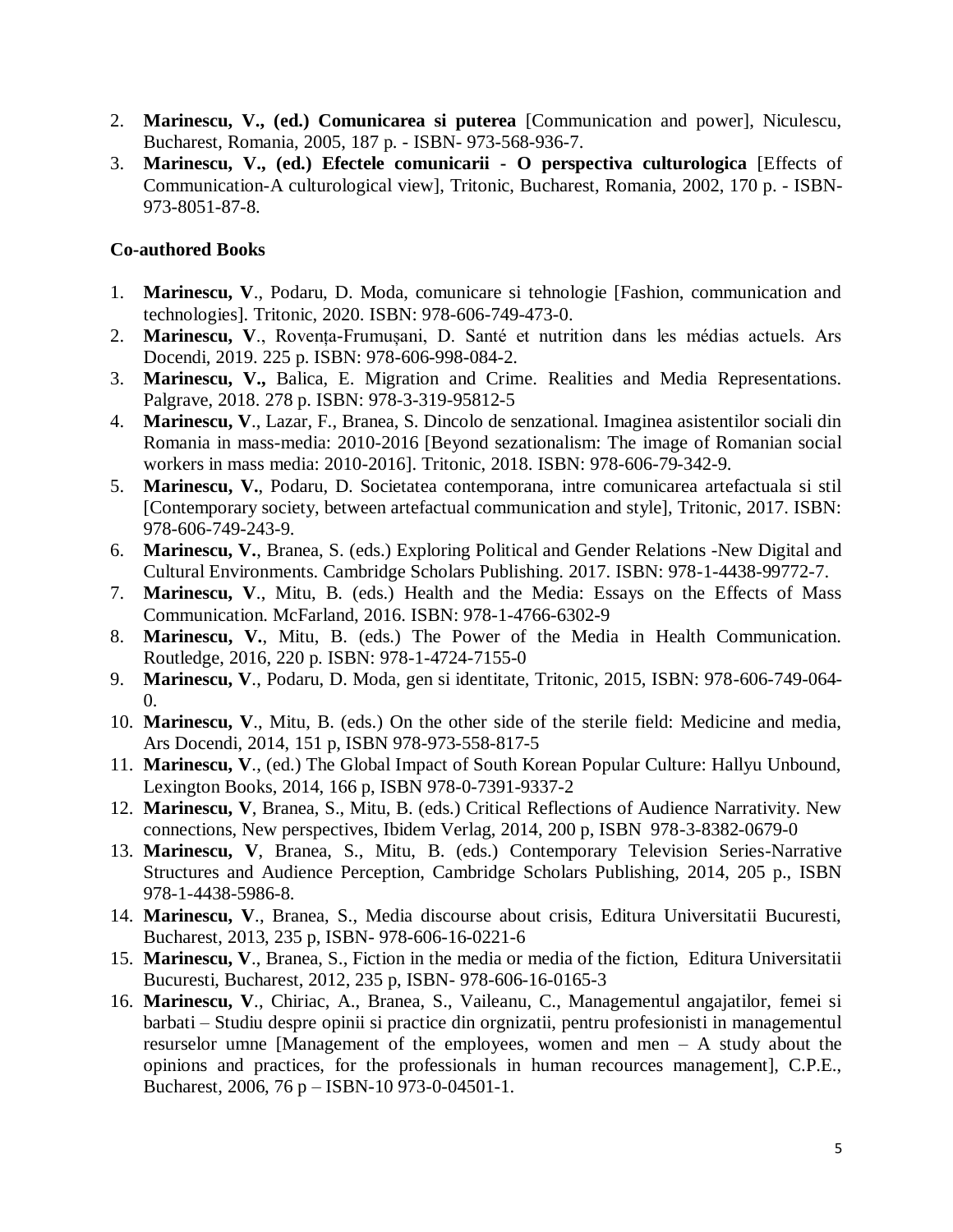2. **Marinescu, V., (ed.) Comunicarea si puterea** [Communication and power], Niculescu, Bucharest, Romania, 2005, 187 p. - ISBN- 973-568-936-7.
3. **Marinescu, V., (ed.) Efectele comunicarii - O perspectiva culturologica** [Effects of Communication-A culturological view], Tritonic, Bucharest, Romania, 2002, 170 p. - ISBN-973-8051-87-8.

**Co-authored Books**

1. **Marinescu, V**., Podaru, D. Moda, comunicare si tehnologie [Fashion, communication and technologies]. Tritonic, 2020. ISBN: 978-606-749-473-0.
2. **Marinescu, V**., Rovența-Frumușani, D. Santé et nutrition dans les médias actuels. Ars Docendi, 2019. 225 p. ISBN: 978-606-998-084-2.
3. **Marinescu, V.,** Balica, E. Migration and Crime. Realities and Media Representations. Palgrave, 2018. 278 p. ISBN: 978-3-319-95812-5
4. **Marinescu, V**., Lazar, F., Branea, S. Dincolo de senzational. Imaginea asistentilor sociali din Romania in mass-media: 2010-2016 [Beyond sezationalism: The image of Romanian social workers in mass media: 2010-2016]. Tritonic, 2018. ISBN: 978-606-79-342-9.
5. **Marinescu, V.**, Podaru, D. Societatea contemporana, intre comunicarea artefactuala si stil [Contemporary society, between artefactual communication and style], Tritonic, 2017. ISBN: 978-606-749-243-9.
6. **Marinescu, V.**, Branea, S. (eds.) Exploring Political and Gender Relations -New Digital and Cultural Environments. Cambridge Scholars Publishing. 2017. ISBN: 978-1-4438-99772-7.
7. **Marinescu, V**., Mitu, B. (eds.) Health and the Media: Essays on the Effects of Mass Communication. McFarland, 2016. ISBN: 978-1-4766-6302-9
8. **Marinescu, V.**, Mitu, B. (eds.) The Power of the Media in Health Communication. Routledge, 2016, 220 p. ISBN: 978-1-4724-7155-0
9. **Marinescu, V**., Podaru, D. Moda, gen si identitate, Tritonic, 2015, ISBN: 978-606-749-064-0.
10. **Marinescu, V**., Mitu, B. (eds.) On the other side of the sterile field: Medicine and media, Ars Docendi, 2014, 151 p, ISBN 978-973-558-817-5
11. **Marinescu, V**., (ed.) The Global Impact of South Korean Popular Culture: Hallyu Unbound, Lexington Books, 2014, 166 p, ISBN 978-0-7391-9337-2
12. **Marinescu, V**, Branea, S., Mitu, B. (eds.) Critical Reflections of Audience Narrativity. New connections, New perspectives, Ibidem Verlag, 2014, 200 p, ISBN 978-3-8382-0679-0
13. **Marinescu, V**, Branea, S., Mitu, B. (eds.) Contemporary Television Series-Narrative Structures and Audience Perception, Cambridge Scholars Publishing, 2014, 205 p., ISBN 978-1-4438-5986-8.
14. **Marinescu, V**., Branea, S., Media discourse about crisis, Editura Universitatii Bucuresti, Bucharest, 2013, 235 p, ISBN- 978-606-16-0221-6
15. **Marinescu, V**., Branea, S., Fiction in the media or media of the fiction, Editura Universitatii Bucuresti, Bucharest, 2012, 235 p, ISBN- 978-606-16-0165-3
16. **Marinescu, V**., Chiriac, A., Branea, S., Vaileanu, C., Managementul angajatilor, femei si barbati – Studiu despre opinii si practice din orgnizatii, pentru profesionisti in managementul resurselor umne [Management of the employees, women and men – A study about the opinions and practices, for the professionals in human recources management], C.P.E., Bucharest, 2006, 76 p – ISBN-10 973-0-04501-1.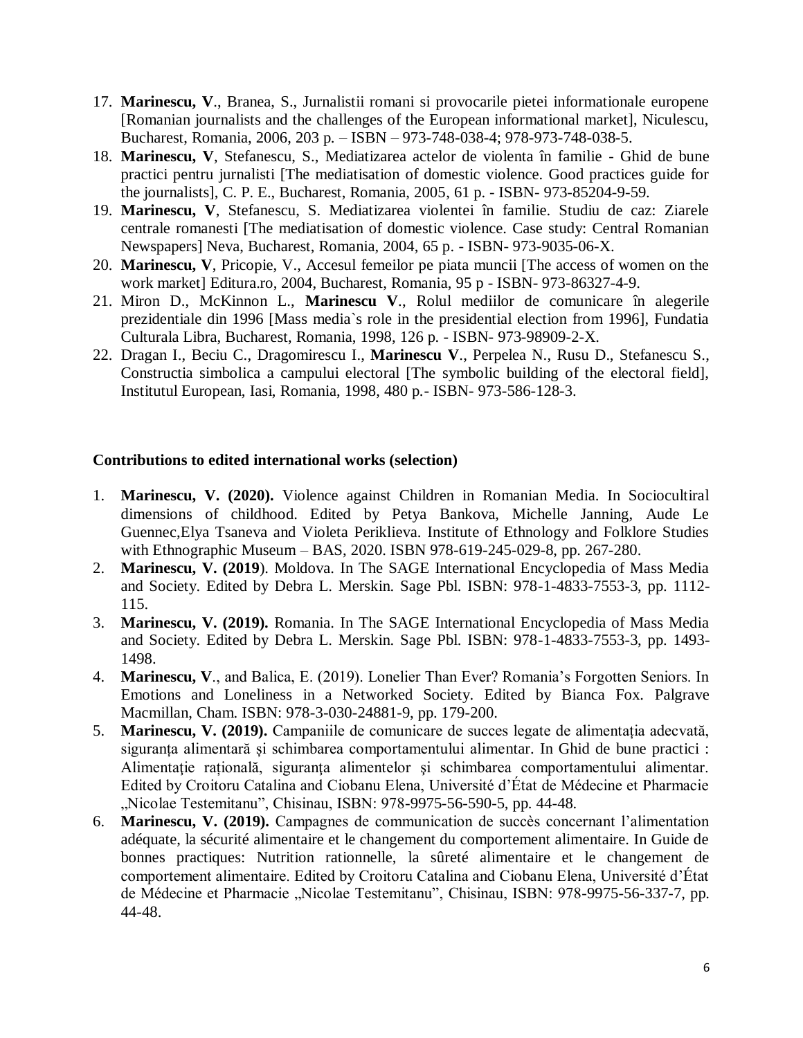17. **Marinescu, V**., Branea, S., Jurnalistii romani si provocarile pietei informationale europene [Romanian journalists and the challenges of the European informational market], Niculescu, Bucharest, Romania, 2006, 203 p. – ISBN – 973-748-038-4; 978-973-748-038-5.
18. **Marinescu, V**, Stefanescu, S., Mediatizarea actelor de violenta în familie - Ghid de bune practici pentru jurnalisti [The mediatisation of domestic violence. Good practices guide for the journalists], C. P. E., Bucharest, Romania, 2005, 61 p. - ISBN- 973-85204-9-59.
19. **Marinescu, V**, Stefanescu, S. Mediatizarea violentei în familie. Studiu de caz: Ziarele centrale romanesti [The mediatisation of domestic violence. Case study: Central Romanian Newspapers] Neva, Bucharest, Romania, 2004, 65 p. - ISBN- 973-9035-06-X.
20. **Marinescu, V**, Pricopie, V., Accesul femeilor pe piata muncii [The access of women on the work market] Editura.ro, 2004, Bucharest, Romania, 95 p - ISBN- 973-86327-4-9.
21. Miron D., McKinnon L., **Marinescu V**., Rolul mediilor de comunicare în alegerile prezidentiale din 1996 [Mass media`s role in the presidential election from 1996], Fundatia Culturala Libra, Bucharest, Romania, 1998, 126 p. - ISBN- 973-98909-2-X.
22. Dragan I., Beciu C., Dragomirescu I., **Marinescu V**., Perpelea N., Rusu D., Stefanescu S., Constructia simbolica a campului electoral [The symbolic building of the electoral field], Institutul European, Iasi, Romania, 1998, 480 p.- ISBN- 973-586-128-3.

**Contributions to edited international works (selection)**

1. **Marinescu, V. (2020).** Violence against Children in Romanian Media. In Sociocultiral dimensions of childhood. Edited by Petya Bankova, Michelle Janning, Aude Le Guennec,Elya Tsaneva and Violeta Periklieva. Institute of Ethnology and Folklore Studies with Ethnographic Museum – BAS, 2020. ISBN 978-619-245-029-8, pp. 267-280.
2. **Marinescu, V. (2019**). Moldova. In The SAGE International Encyclopedia of Mass Media and Society. Edited by Debra L. Merskin. Sage Pbl. ISBN: 978-1-4833-7553-3, pp. 1112-115.
3. **Marinescu, V. (2019).** Romania. In The SAGE International Encyclopedia of Mass Media and Society. Edited by Debra L. Merskin. Sage Pbl. ISBN: 978-1-4833-7553-3, pp. 1493-1498.
4. **Marinescu, V**., and Balica, E. (2019). Lonelier Than Ever? Romania's Forgotten Seniors. In Emotions and Loneliness in a Networked Society. Edited by Bianca Fox. Palgrave Macmillan, Cham. ISBN: 978-3-030-24881-9, pp. 179-200.
5. **Marinescu, V. (2019).** Campaniile de comunicare de succes legate de alimentația adecvată, siguranța alimentară și schimbarea comportamentului alimentar. In Ghid de bune practici : Alimentaţie raţională, siguranţa alimentelor şi schimbarea comportamentului alimentar. Edited by Croitoru Catalina and Ciobanu Elena, Université d'État de Médecine et Pharmacie „Nicolae Testemitanu", Chisinau, ISBN: 978-9975-56-590-5, pp. 44-48.
6. **Marinescu, V. (2019).** Campagnes de communication de succès concernant l'alimentation adéquate, la sécurité alimentaire et le changement du comportement alimentaire. In Guide de bonnes practiques: Nutrition rationnelle, la sûreté alimentaire et le changement de comportement alimentaire. Edited by Croitoru Catalina and Ciobanu Elena, Université d'État de Médecine et Pharmacie „Nicolae Testemitanu", Chisinau, ISBN: 978-9975-56-337-7, pp. 44-48.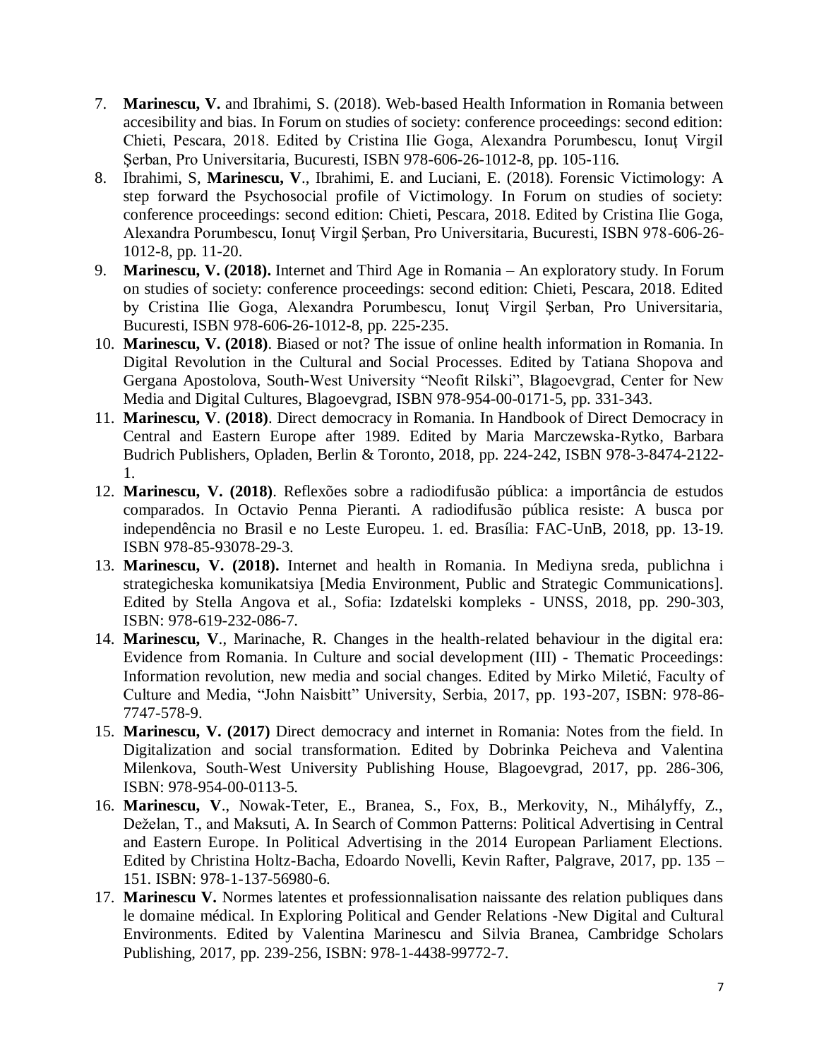7. **Marinescu, V.** and Ibrahimi, S. (2018). Web-based Health Information in Romania between accesibility and bias. In Forum on studies of society: conference proceedings: second edition: Chieti, Pescara, 2018. Edited by Cristina Ilie Goga, Alexandra Porumbescu, Ionuţ Virgil Şerban, Pro Universitaria, Bucuresti, ISBN 978-606-26-1012-8, pp. 105-116.
8. Ibrahimi, S, **Marinescu, V**., Ibrahimi, E. and Luciani, E. (2018). Forensic Victimology: A step forward the Psychosocial profile of Victimology. In Forum on studies of society: conference proceedings: second edition: Chieti, Pescara, 2018. Edited by Cristina Ilie Goga, Alexandra Porumbescu, Ionuţ Virgil Şerban, Pro Universitaria, Bucuresti, ISBN 978-606-26-1012-8, pp. 11-20.
9. **Marinescu, V. (2018).** Internet and Third Age in Romania – An exploratory study. In Forum on studies of society: conference proceedings: second edition: Chieti, Pescara, 2018. Edited by Cristina Ilie Goga, Alexandra Porumbescu, Ionuţ Virgil Şerban, Pro Universitaria, Bucuresti, ISBN 978-606-26-1012-8, pp. 225-235.
10. **Marinescu, V. (2018)**. Biased or not? The issue of online health information in Romania. In Digital Revolution in the Cultural and Social Processes. Edited by Tatiana Shopova and Gergana Apostolova, South-West University "Neofit Rilski", Blagoevgrad, Center for New Media and Digital Cultures, Blagoevgrad, ISBN 978-954-00-0171-5, pp. 331-343.
11. **Marinescu, V**. **(2018)**. Direct democracy in Romania. In Handbook of Direct Democracy in Central and Eastern Europe after 1989. Edited by Maria Marczewska-Rytko, Barbara Budrich Publishers, Opladen, Berlin & Toronto, 2018, pp. 224-242, ISBN 978-3-8474-2122-1.
12. **Marinescu, V. (2018)**. Reflexões sobre a radiodifusão pública: a importância de estudos comparados. In Octavio Penna Pieranti. A radiodifusão pública resiste: A busca por independência no Brasil e no Leste Europeu. 1. ed. Brasília: FAC-UnB, 2018, pp. 13-19. ISBN 978-85-93078-29-3.
13. **Marinescu, V. (2018).** Internet and health in Romania. In Mediyna sreda, publichna i strategicheska komunikatsiya [Media Environment, Public and Strategic Communications]. Edited by Stella Angova et al., Sofia: Izdatelski kompleks - UNSS, 2018, pp. 290-303, ISBN: 978-619-232-086-7.
14. **Marinescu, V**., Marinache, R. Changes in the health-related behaviour in the digital era: Evidence from Romania. In Culture and social development (III) - Thematic Proceedings: Information revolution, new media and social changes. Edited by Mirko Miletić, Faculty of Culture and Media, "John Naisbitt" University, Serbia, 2017, pp. 193-207, ISBN: 978-86-7747-578-9.
15. **Marinescu, V. (2017)** Direct democracy and internet in Romania: Notes from the field. In Digitalization and social transformation. Edited by Dobrinka Peicheva and Valentina Milenkova, South-West University Publishing House, Blagoevgrad, 2017, pp. 286-306, ISBN: 978-954-00-0113-5.
16. **Marinescu, V**., Nowak-Teter, E., Branea, S., Fox, B., Merkovity, N., Mihályffy, Z., Deželan, T., and Maksuti, A. In Search of Common Patterns: Political Advertising in Central and Eastern Europe. In Political Advertising in the 2014 European Parliament Elections. Edited by Christina Holtz-Bacha, Edoardo Novelli, Kevin Rafter, Palgrave, 2017, pp. 135 – 151. ISBN: 978-1-137-56980-6.
17. **Marinescu V.** Normes latentes et professionnalisation naissante des relation publiques dans le domaine médical. In Exploring Political and Gender Relations -New Digital and Cultural Environments. Edited by Valentina Marinescu and Silvia Branea, Cambridge Scholars Publishing, 2017, pp. 239-256, ISBN: 978-1-4438-99772-7.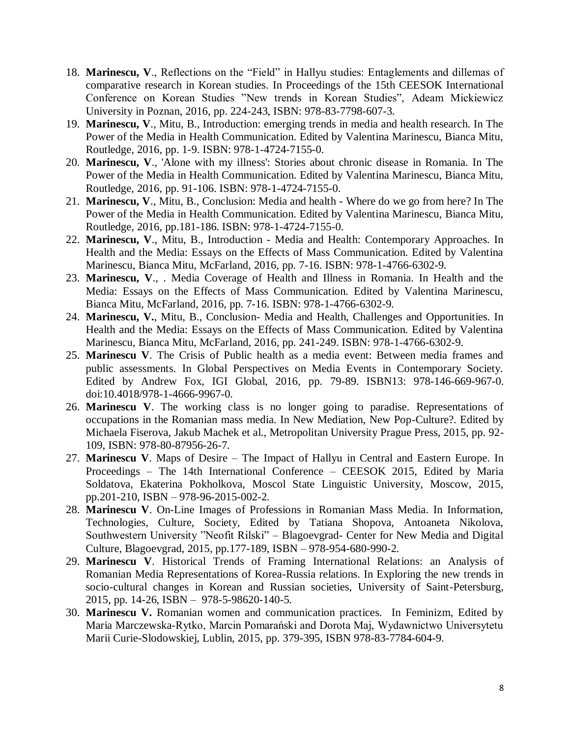18. **Marinescu, V**., Reflections on the “Field” in Hallyu studies: Entaglements and dillemas of comparative research in Korean studies. In Proceedings of the 15th CEESOK International Conference on Korean Studies ”New trends in Korean Studies”, Adeam Mickiewicz University in Poznan, 2016, pp. 224-243, ISBN: 978-83-7798-607-3.
19. **Marinescu, V**., Mitu, B., Introduction: emerging trends in media and health research. In The Power of the Media in Health Communication. Edited by Valentina Marinescu, Bianca Mitu, Routledge, 2016, pp. 1-9. ISBN: 978-1-4724-7155-0.
20. **Marinescu, V**., 'Alone with my illness': Stories about chronic disease in Romania. In The Power of the Media in Health Communication. Edited by Valentina Marinescu, Bianca Mitu, Routledge, 2016, pp. 91-106. ISBN: 978-1-4724-7155-0.
21. **Marinescu, V**., Mitu, B., Conclusion: Media and health - Where do we go from here? In The Power of the Media in Health Communication. Edited by Valentina Marinescu, Bianca Mitu, Routledge, 2016, pp.181-186. ISBN: 978-1-4724-7155-0.
22. **Marinescu, V**., Mitu, B., Introduction - Media and Health: Contemporary Approaches. In Health and the Media: Essays on the Effects of Mass Communication. Edited by Valentina Marinescu, Bianca Mitu, McFarland, 2016, pp. 7-16. ISBN: 978-1-4766-6302-9.
23. **Marinescu, V**., . Media Coverage of Health and Illness in Romania. In Health and the Media: Essays on the Effects of Mass Communication. Edited by Valentina Marinescu, Bianca Mitu, McFarland, 2016, pp. 7-16. ISBN: 978-1-4766-6302-9.
24. **Marinescu, V.**, Mitu, B., Conclusion- Media and Health, Challenges and Opportunities. In Health and the Media: Essays on the Effects of Mass Communication. Edited by Valentina Marinescu, Bianca Mitu, McFarland, 2016, pp. 241-249. ISBN: 978-1-4766-6302-9.
25. **Marinescu V**. The Crisis of Public health as a media event: Between media frames and public assessments. In Global Perspectives on Media Events in Contemporary Society. Edited by Andrew Fox, IGI Global, 2016, pp. 79-89. ISBN13: 978-146-669-967-0. doi:10.4018/978-1-4666-9967-0.
26. **Marinescu V**. The working class is no longer going to paradise. Representations of occupations in the Romanian mass media. In New Mediation, New Pop-Culture?. Edited by Michaela Fiserova, Jakub Machek et al., Metropolitan University Prague Press, 2015, pp. 92-109, ISBN: 978-80-87956-26-7.
27. **Marinescu V**. Maps of Desire – The Impact of Hallyu in Central and Eastern Europe. In Proceedings – The 14th International Conference – CEESOK 2015, Edited by Maria Soldatova, Ekaterina Pokholkova, Moscol State Linguistic University, Moscow, 2015, pp.201-210, ISBN – 978-96-2015-002-2.
28. **Marinescu V**. On-Line Images of Professions in Romanian Mass Media. In Information, Technologies, Culture, Society, Edited by Tatiana Shopova, Antoaneta Nikolova, Southwestern University ”Neofit Rilski” – Blagoevgrad- Center for New Media and Digital Culture, Blagoevgrad, 2015, pp.177-189, ISBN – 978-954-680-990-2.
29. **Marinescu V**. Historical Trends of Framing International Relations: an Analysis of Romanian Media Representations of Korea-Russia relations. In Exploring the new trends in socio-cultural changes in Korean and Russian societies, University of Saint-Petersburg, 2015, pp. 14-26, ISBN – 978-5-98620-140-5.
30. **Marinescu V.** Romanian women and communication practices. In Feminizm, Edited by Maria Marczewska-Rytko, Marcin Pomarański and Dorota Maj, Wydawnictwo Universytetu Marii Curie-Slodowskiej, Lublin, 2015, pp. 379-395, ISBN 978-83-7784-604-9.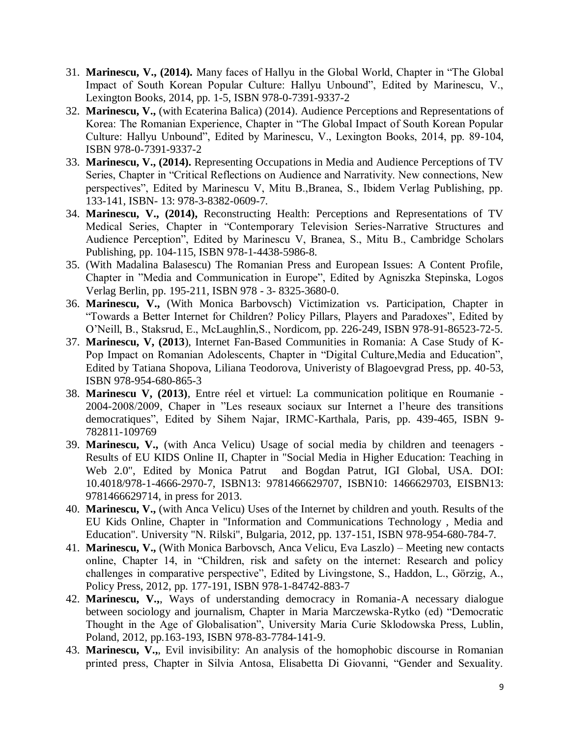31. **Marinescu, V., (2014).** Many faces of Hallyu in the Global World, Chapter in "The Global Impact of South Korean Popular Culture: Hallyu Unbound", Edited by Marinescu, V., Lexington Books, 2014, pp. 1-5, ISBN 978-0-7391-9337-2
32. **Marinescu, V.,** (with Ecaterina Balica) (2014). Audience Perceptions and Representations of Korea: The Romanian Experience, Chapter in "The Global Impact of South Korean Popular Culture: Hallyu Unbound", Edited by Marinescu, V., Lexington Books, 2014, pp. 89-104, ISBN 978-0-7391-9337-2
33. **Marinescu, V., (2014).** Representing Occupations in Media and Audience Perceptions of TV Series, Chapter in "Critical Reflections on Audience and Narrativity. New connections, New perspectives", Edited by Marinescu V, Mitu B.,Branea, S., Ibidem Verlag Publishing, pp. 133-141, ISBN- 13: 978-3-8382-0609-7.
34. **Marinescu, V., (2014),** Reconstructing Health: Perceptions and Representations of TV Medical Series, Chapter in "Contemporary Television Series-Narrative Structures and Audience Perception", Edited by Marinescu V, Branea, S., Mitu B., Cambridge Scholars Publishing, pp. 104-115, ISBN 978-1-4438-5986-8.
35. (With Madalina Balasescu) The Romanian Press and European Issues: A Content Profile, Chapter in "Media and Communication in Europe", Edited by Agniszka Stepinska, Logos Verlag Berlin, pp. 195-211, ISBN 978 - 3- 8325-3680-0.
36. **Marinescu, V.,** (With Monica Barbovsch) Victimization vs. Participation, Chapter in "Towards a Better Internet for Children? Policy Pillars, Players and Paradoxes", Edited by O'Neill, B., Staksrud, E., McLaughlin,S., Nordicom, pp. 226-249, ISBN 978-91-86523-72-5.
37. **Marinescu, V, (2013**), Internet Fan-Based Communities in Romania: A Case Study of K-Pop Impact on Romanian Adolescents, Chapter in "Digital Culture,Media and Education", Edited by Tatiana Shopova, Liliana Teodorova, Univeristy of Blagoevgrad Press, pp. 40-53, ISBN 978-954-680-865-3
38. **Marinescu V, (2013)**, Entre réel et virtuel: La communication politique en Roumanie - 2004-2008/2009, Chaper in "Les reseaux sociaux sur Internet a l'heure des transitions democratiques", Edited by Sihem Najar, IRMC-Karthala, Paris, pp. 439-465, ISBN 9-782811-109769
39. **Marinescu, V.,** (with Anca Velicu) Usage of social media by children and teenagers - Results of EU KIDS Online II, Chapter in "Social Media in Higher Education: Teaching in Web 2.0", Edited by Monica Patrut and Bogdan Patrut, IGI Global, USA. DOI: 10.4018/978-1-4666-2970-7, ISBN13: 9781466629707, ISBN10: 1466629703, EISBN13: 9781466629714, in press for 2013.
40. **Marinescu, V.,** (with Anca Velicu) Uses of the Internet by children and youth. Results of the EU Kids Online, Chapter in "Information and Communications Technology , Media and Education". University "N. Rilski", Bulgaria, 2012, pp. 137-151, ISBN 978-954-680-784-7.
41. **Marinescu, V.,** (With Monica Barbovsch, Anca Velicu, Eva Laszlo) – Meeting new contacts online, Chapter 14, in "Children, risk and safety on the internet: Research and policy challenges in comparative perspective", Edited by Livingstone, S., Haddon, L., Görzig, A., Policy Press, 2012, pp. 177-191, ISBN 978-1-84742-883-7
42. **Marinescu, V.,**, Ways of understanding democracy in Romania-A necessary dialogue between sociology and journalism, Chapter in Maria Marczewska-Rytko (ed) "Democratic Thought in the Age of Globalisation", University Maria Curie Sklodowska Press, Lublin, Poland, 2012, pp.163-193, ISBN 978-83-7784-141-9.
43. **Marinescu, V.,**, Evil invisibility: An analysis of the homophobic discourse in Romanian printed press, Chapter in Silvia Antosa, Elisabetta Di Giovanni, "Gender and Sexuality.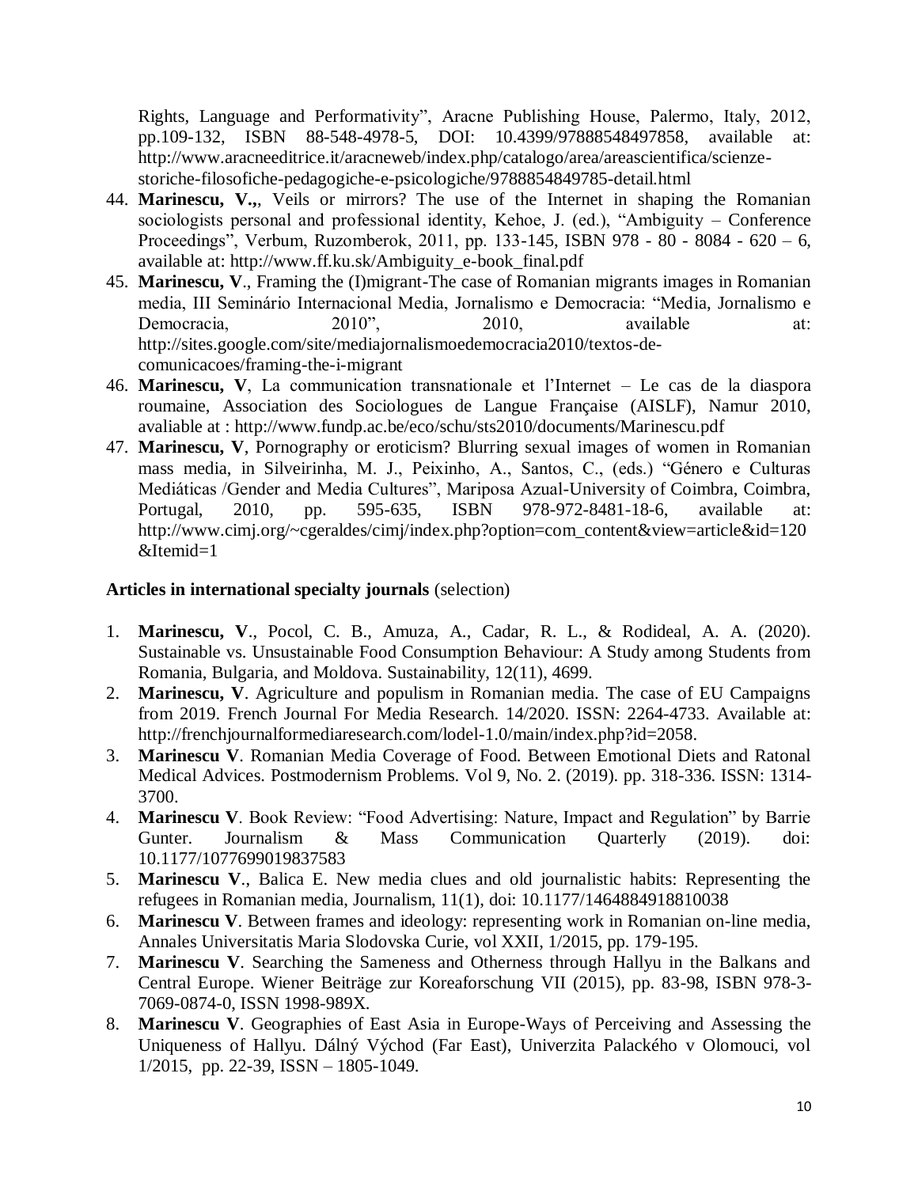Rights, Language and Performativity", Aracne Publishing House, Palermo, Italy, 2012, pp.109-132, ISBN 88-548-4978-5, DOI: 10.4399/97888548497858, available at: http://www.aracneeditrice.it/aracneweb/index.php/catalogo/area/areascientifica/scienze-storiche-filosofiche-pedagogiche-e-psicologiche/9788854849785-detail.html

44. **Marinescu, V.,**, Veils or mirrors? The use of the Internet in shaping the Romanian sociologists personal and professional identity, Kehoe, J. (ed.), "Ambiguity – Conference Proceedings", Verbum, Ruzomberok, 2011, pp. 133-145, ISBN 978 - 80 - 8084 - 620 – 6, available at: http://www.ff.ku.sk/Ambiguity_e-book_final.pdf
45. **Marinescu, V**., Framing the (I)migrant-The case of Romanian migrants images in Romanian media, III Seminário Internacional Media, Jornalismo e Democracia: "Media, Jornalismo e Democracia, 2010", 2010, available at: http://sites.google.com/site/mediajornalismoedemocracia2010/textos-de-comunicacoes/framing-the-i-migrant
46. **Marinescu, V**, La communication transnationale et l'Internet – Le cas de la diaspora roumaine, Association des Sociologues de Langue Française (AISLF), Namur 2010, avaliable at : http://www.fundp.ac.be/eco/schu/sts2010/documents/Marinescu.pdf
47. **Marinescu, V**, Pornography or eroticism? Blurring sexual images of women in Romanian mass media, in Silveirinha, M. J., Peixinho, A., Santos, C., (eds.) "Génereo e Culturas Mediáticas /Gender and Media Cultures", Mariposa Azual-University of Coimbra, Coimbra, Portugal, 2010, pp. 595-635, ISBN 978-972-8481-18-6, available at: http://www.cimj.org/~cgeraldes/cimj/index.php?option=com_content&view=article&id=120&Itemid=1

**Articles in international specialty journals** (selection)

1. **Marinescu, V**., Pocol, C. B., Amuza, A., Cadar, R. L., & Rodideal, A. A. (2020). Sustainable vs. Unsustainable Food Consumption Behaviour: A Study among Students from Romania, Bulgaria, and Moldova. Sustainability, 12(11), 4699.
2. **Marinescu, V**. Agriculture and populism in Romanian media. The case of EU Campaigns from 2019. French Journal For Media Research. 14/2020. ISSN: 2264-4733. Available at: http://frenchjournalformediaresearch.com/lodel-1.0/main/index.php?id=2058.
3. **Marinescu V**. Romanian Media Coverage of Food. Between Emotional Diets and Ratonal Medical Advices. Postmodernism Problems. Vol 9, No. 2. (2019). pp. 318-336. ISSN: 1314-3700.
4. **Marinescu V**. Book Review: "Food Advertising: Nature, Impact and Regulation" by Barrie Gunter. Journalism & Mass Communication Quarterly (2019). doi: 10.1177/1077699019837583
5. **Marinescu V**., Balica E. New media clues and old journalistic habits: Representing the refugees in Romanian media, Journalism, 11(1), doi: 10.1177/1464884918810038
6. **Marinescu V**. Between frames and ideology: representing work in Romanian on-line media, Annales Universitatis Maria Slodovska Curie, vol XXII, 1/2015, pp. 179-195.
7. **Marinescu V**. Searching the Sameness and Otherness through Hallyu in the Balkans and Central Europe. Wiener Beiträge zur Koreaforschung VII (2015), pp. 83-98, ISBN 978-3-7069-0874-0, ISSN 1998-989X.
8. **Marinescu V**. Geographies of East Asia in Europe-Ways of Perceiving and Assessing the Uniqueness of Hallyu. Dálný Východ (Far East), Univerzita Palackého v Olomouci, vol 1/2015, pp. 22-39, ISSN – 1805-1049.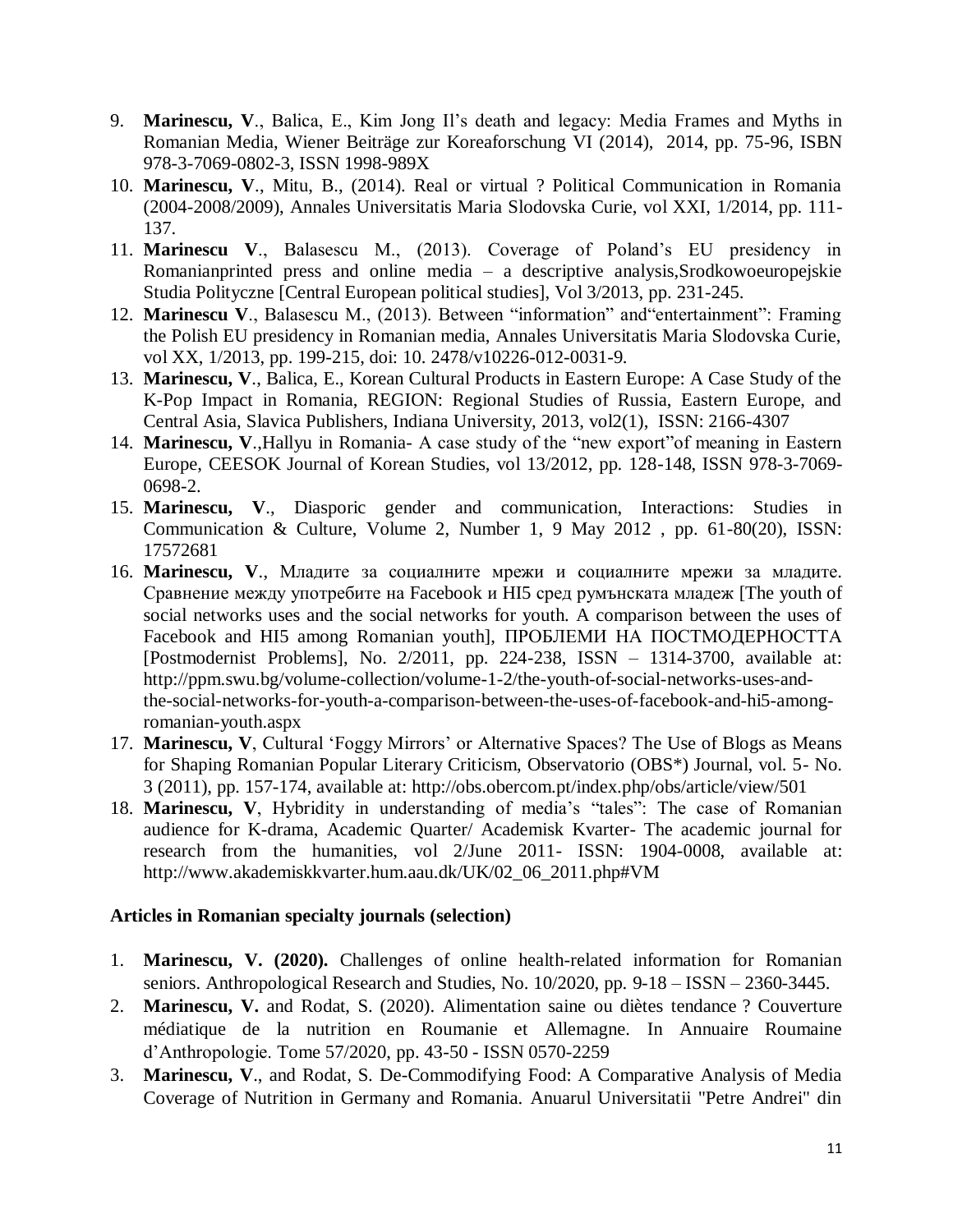9. **Marinescu, V**., Balica, E., Kim Jong Il's death and legacy: Media Frames and Myths in Romanian Media, Wiener Beiträge zur Koreaforschung VI (2014), 2014, pp. 75-96, ISBN 978-3-7069-0802-3, ISSN 1998-989X
10. **Marinescu, V**., Mitu, B., (2014). Real or virtual ? Political Communication in Romania (2004-2008/2009), Annales Universitatis Maria Slodovska Curie, vol XXI, 1/2014, pp. 111-137.
11. **Marinescu V**., Balasescu M., (2013). Coverage of Poland's EU presidency in Romanianprinted press and online media – a descriptive analysis,Srodkowoeuropejskie Studia Polityczne [Central European political studies], Vol 3/2013, pp. 231-245.
12. **Marinescu V**., Balasescu M., (2013). Between "information" and"entertainment": Framing the Polish EU presidency in Romanian media, Annales Universitatis Maria Slodovska Curie, vol XX, 1/2013, pp. 199-215, doi: 10. 2478/v10226-012-0031-9.
13. **Marinescu, V**., Balica, E., Korean Cultural Products in Eastern Europe: A Case Study of the K-Pop Impact in Romania, REGION: Regional Studies of Russia, Eastern Europe, and Central Asia, Slavica Publishers, Indiana University, 2013, vol2(1), ISSN: 2166-4307
14. **Marinescu, V**.,Hallyu in Romania- A case study of the "new export"of meaning in Eastern Europe, CEESOK Journal of Korean Studies, vol 13/2012, pp. 128-148, ISSN 978-3-7069-0698-2.
15. **Marinescu, V**., Diasporic gender and communication, Interactions: Studies in Communication & Culture, Volume 2, Number 1, 9 May 2012 , pp. 61-80(20), ISSN: 17572681
16. **Marinescu, V**., Младите за социалните мрежи и социалните мрежи за младите. Сравнение между употребите на Facebook и HI5 сред румънската младеж [The youth of social networks uses and the social networks for youth. A comparison between the uses of Facebook and HI5 among Romanian youth], ПРОБЛЕМИ НА ПОСТМОДЕРНОСТТА [Postmodernist Problems], No. 2/2011, pp. 224-238, ISSN – 1314-3700, available at: http://ppm.swu.bg/volume-collection/volume-1-2/the-youth-of-social-networks-uses-and-the-social-networks-for-youth-a-comparison-between-the-uses-of-facebook-and-hi5-among-romanian-youth.aspx
17. **Marinescu, V**, Cultural 'Foggy Mirrors' or Alternative Spaces? The Use of Blogs as Means for Shaping Romanian Popular Literary Criticism, Observatorio (OBS*) Journal, vol. 5- No. 3 (2011), pp. 157-174, available at: http://obs.obercom.pt/index.php/obs/article/view/501
18. **Marinescu, V**, Hybridity in understanding of media's "tales": The case of Romanian audience for K-drama, Academic Quarter/ Academisk Kvarter- The academic journal for research from the humanities, vol 2/June 2011- ISSN: 1904-0008, available at: http://www.akademiskkvarter.hum.aau.dk/UK/02_06_2011.php#VM

**Articles in Romanian specialty journals (selection)**

1. **Marinescu, V. (2020).** Challenges of online health-related information for Romanian seniors. Anthropological Research and Studies, No. 10/2020, pp. 9-18 – ISSN – 2360-3445.
2. **Marinescu, V.** and Rodat, S. (2020). Alimentation saine ou diètes tendance ? Couverture médiatique de la nutrition en Roumanie et Allemagne. In Annuaire Roumaine d'Anthropologie. Tome 57/2020, pp. 43-50 - ISSN 0570-2259
3. **Marinescu, V**., and Rodat, S. De-Commodifying Food: A Comparative Analysis of Media Coverage of Nutrition in Germany and Romania. Anuarul Universitatii "Petre Andrei" din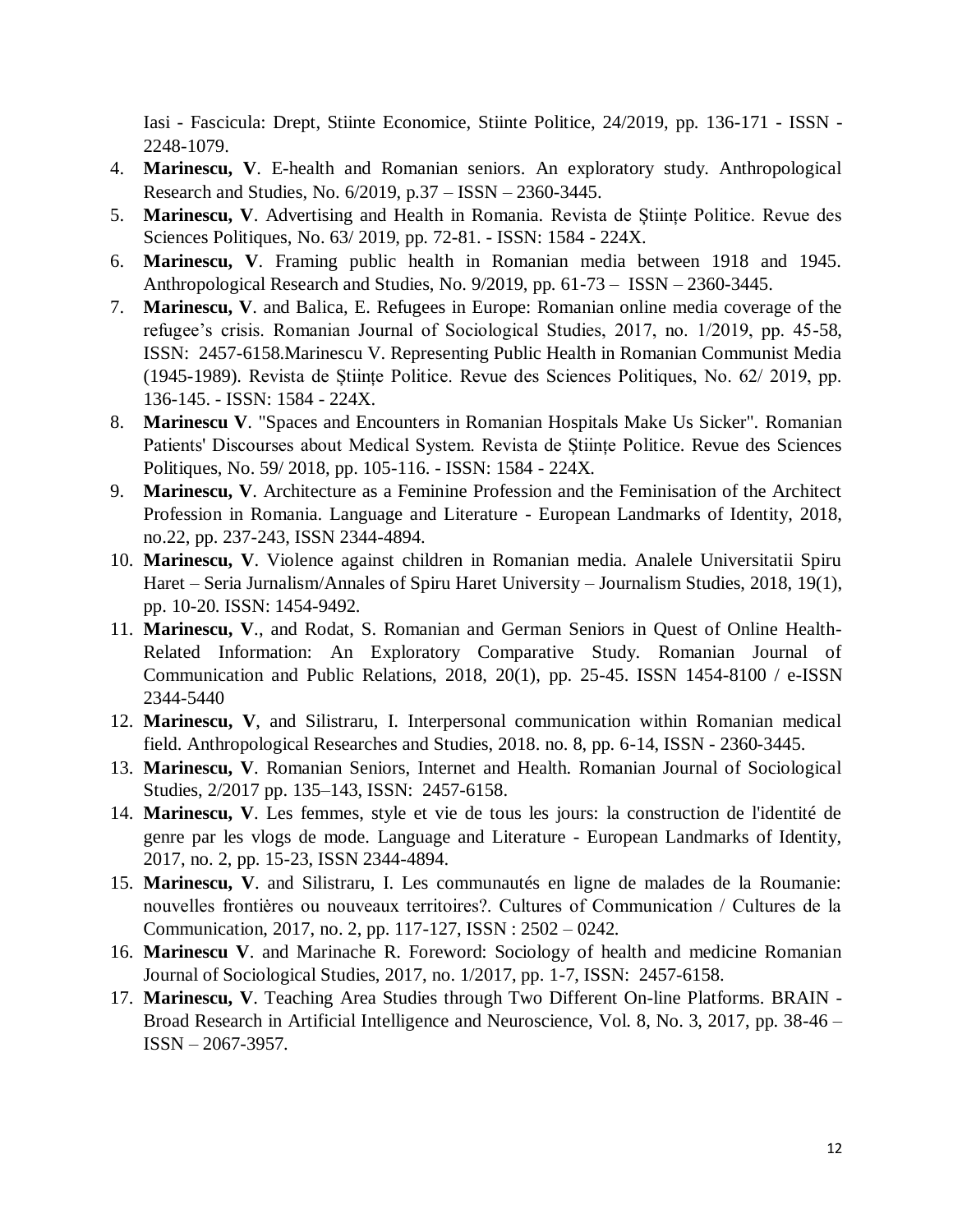Iasi - Fascicula: Drept, Stiinte Economice, Stiinte Politice, 24/2019, pp. 136-171 - ISSN - 2248-1079.

4. **Marinescu, V**. E-health and Romanian seniors. An exploratory study. Anthropological Research and Studies, No. 6/2019, p.37 – ISSN – 2360-3445.
5. **Marinescu, V**. Advertising and Health in Romania. Revista de Științe Politice. Revue des Sciences Politiques, No. 63/ 2019, pp. 72-81. - ISSN: 1584 - 224X.
6. **Marinescu, V**. Framing public health in Romanian media between 1918 and 1945. Anthropological Research and Studies, No. 9/2019, pp. 61-73 – ISSN – 2360-3445.
7. **Marinescu, V**. and Balica, E. Refugees in Europe: Romanian online media coverage of the refugee's crisis. Romanian Journal of Sociological Studies, 2017, no. 1/2019, pp. 45-58, ISSN: 2457-6158.Marinescu V. Representing Public Health in Romanian Communist Media (1945-1989). Revista de Științe Politice. Revue des Sciences Politiques, No. 62/ 2019, pp. 136-145. - ISSN: 1584 - 224X.
8. **Marinescu V**. "Spaces and Encounters in Romanian Hospitals Make Us Sicker". Romanian Patients' Discourses about Medical System. Revista de Științe Politice. Revue des Sciences Politiques, No. 59/ 2018, pp. 105-116. - ISSN: 1584 - 224X.
9. **Marinescu, V**. Architecture as a Feminine Profession and the Feminisation of the Architect Profession in Romania. Language and Literature - European Landmarks of Identity, 2018, no.22, pp. 237-243, ISSN 2344-4894.
10. **Marinescu, V**. Violence against children in Romanian media. Analele Universitatii Spiru Haret – Seria Jurnalism/Annales of Spiru Haret University – Journalism Studies, 2018, 19(1), pp. 10-20. ISSN: 1454-9492.
11. **Marinescu, V**., and Rodat, S. Romanian and German Seniors in Quest of Online Health-Related Information: An Exploratory Comparative Study. Romanian Journal of Communication and Public Relations, 2018, 20(1), pp. 25-45. ISSN 1454-8100 / e-ISSN 2344-5440
12. **Marinescu, V**, and Silistraru, I. Interpersonal communication within Romanian medical field. Anthropological Researches and Studies, 2018. no. 8, pp. 6-14, ISSN - 2360-3445.
13. **Marinescu, V**. Romanian Seniors, Internet and Health. Romanian Journal of Sociological Studies, 2/2017 pp. 135–143, ISSN: 2457-6158.
14. **Marinescu, V**. Les femmes, style et vie de tous les jours: la construction de l'identité de genre par les vlogs de mode. Language and Literature - European Landmarks of Identity, 2017, no. 2, pp. 15-23, ISSN 2344-4894.
15. **Marinescu, V**. and Silistraru, I. Les communautés en ligne de malades de la Roumanie: nouvelles frontières ou nouveaux territoires?. Cultures of Communication / Cultures de la Communication, 2017, no. 2, pp. 117-127, ISSN : 2502 – 0242.
16. **Marinescu V**. and Marinache R. Foreword: Sociology of health and medicine Romanian Journal of Sociological Studies, 2017, no. 1/2017, pp. 1-7, ISSN: 2457-6158.
17. **Marinescu, V**. Teaching Area Studies through Two Different On-line Platforms. BRAIN - Broad Research in Artificial Intelligence and Neuroscience, Vol. 8, No. 3, 2017, pp. 38-46 – ISSN – 2067-3957.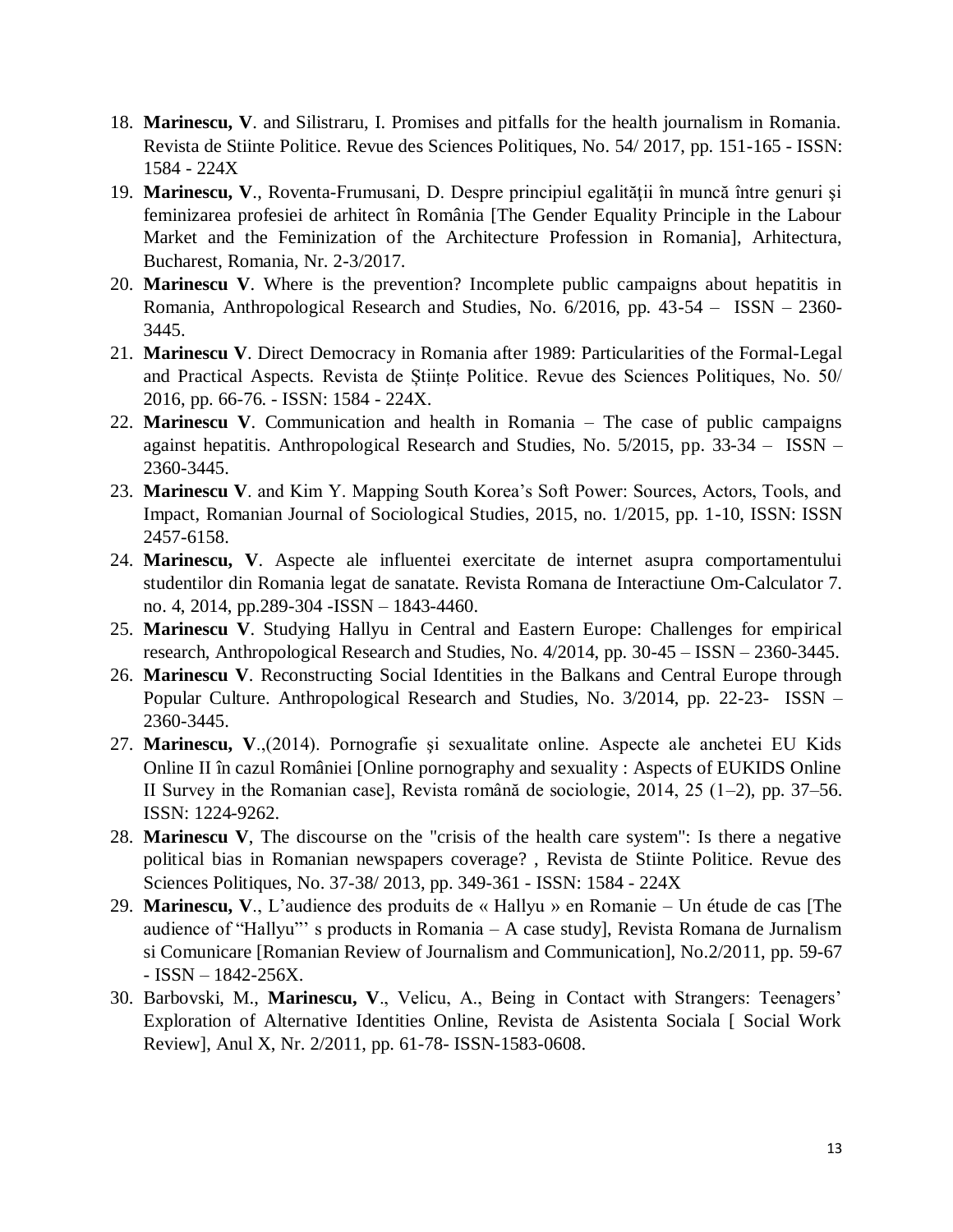18. **Marinescu, V**. and Silistraru, I. Promises and pitfalls for the health journalism in Romania. Revista de Stiinte Politice. Revue des Sciences Politiques, No. 54/ 2017, pp. 151-165 - ISSN: 1584 - 224X
19. **Marinescu, V**., Roventa-Frumusani, D. Despre principiul egalităţii în muncă între genuri şi feminizarea profesiei de arhitect în România [The Gender Equality Principle in the Labour Market and the Feminization of the Architecture Profession in Romania], Arhitectura, Bucharest, Romania, Nr. 2-3/2017.
20. **Marinescu V**. Where is the prevention? Incomplete public campaigns about hepatitis in Romania, Anthropological Research and Studies, No. 6/2016, pp. 43-54 – ISSN – 2360-3445.
21. **Marinescu V**. Direct Democracy in Romania after 1989: Particularities of the Formal-Legal and Practical Aspects. Revista de Științe Politice. Revue des Sciences Politiques, No. 50/ 2016, pp. 66-76. - ISSN: 1584 - 224X.
22. **Marinescu V**. Communication and health in Romania – The case of public campaigns against hepatitis. Anthropological Research and Studies, No. 5/2015, pp. 33-34 – ISSN – 2360-3445.
23. **Marinescu V**. and Kim Y. Mapping South Korea's Soft Power: Sources, Actors, Tools, and Impact, Romanian Journal of Sociological Studies, 2015, no. 1/2015, pp. 1-10, ISSN: ISSN 2457-6158.
24. **Marinescu, V**. Aspecte ale influentei exercitate de internet asupra comportamentului studentilor din Romania legat de sanatate. Revista Romana de Interactiune Om-Calculator 7. no. 4, 2014, pp.289-304 -ISSN – 1843-4460.
25. **Marinescu V**. Studying Hallyu in Central and Eastern Europe: Challenges for empirical research, Anthropological Research and Studies, No. 4/2014, pp. 30-45 – ISSN – 2360-3445.
26. **Marinescu V**. Reconstructing Social Identities in the Balkans and Central Europe through Popular Culture. Anthropological Research and Studies, No. 3/2014, pp. 22-23- ISSN – 2360-3445.
27. **Marinescu, V**.,(2014). Pornografie şi sexualitate online. Aspecte ale anchetei EU Kids Online II în cazul României [Online pornography and sexuality : Aspects of EUKIDS Online II Survey in the Romanian case], Revista română de sociologie, 2014, 25 (1–2), pp. 37–56. ISSN: 1224-9262.
28. **Marinescu V**, The discourse on the "crisis of the health care system": Is there a negative political bias in Romanian newspapers coverage? , Revista de Stiinte Politice. Revue des Sciences Politiques, No. 37-38/ 2013, pp. 349-361 - ISSN: 1584 - 224X
29. **Marinescu, V**., L'audience des produits de « Hallyu » en Romanie – Un étude de cas [The audience of "Hallyu"' s products in Romania – A case study], Revista Romana de Jurnalism si Comunicare [Romanian Review of Journalism and Communication], No.2/2011, pp. 59-67 - ISSN – 1842-256X.
30. Barbovski, M., **Marinescu, V**., Velicu, A., Being in Contact with Strangers: Teenagers' Exploration of Alternative Identities Online, Revista de Asistenta Sociala [ Social Work Review], Anul X, Nr. 2/2011, pp. 61-78- ISSN-1583-0608.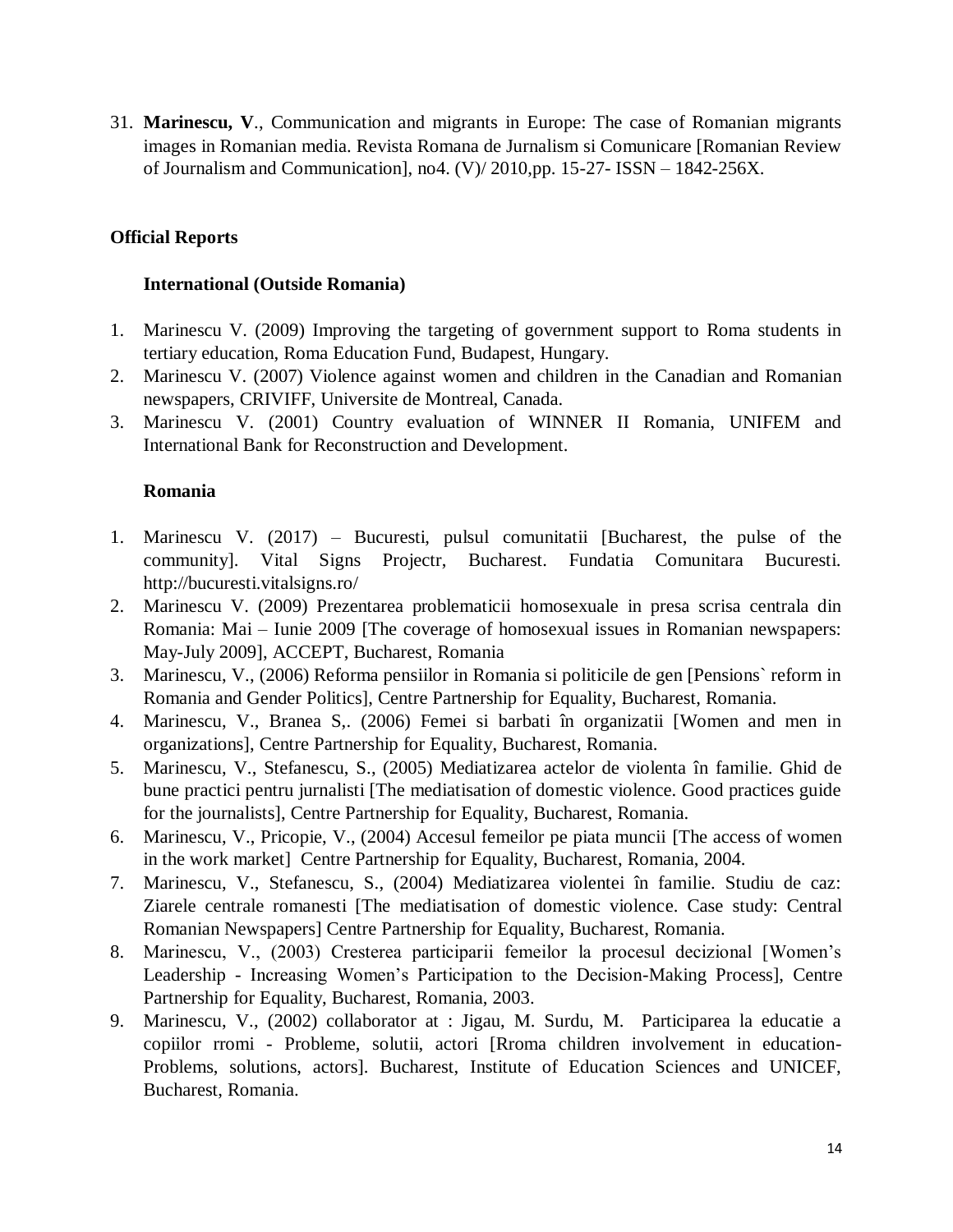31. **Marinescu, V**., Communication and migrants in Europe: The case of Romanian migrants images in Romanian media. Revista Romana de Jurnalism si Comunicare [Romanian Review of Journalism and Communication], no4. (V)/ 2010,pp. 15-27- ISSN – 1842-256X.

## Official Reports

### International (Outside Romania)

1. Marinescu V. (2009) Improving the targeting of government support to Roma students in tertiary education, Roma Education Fund, Budapest, Hungary.
2. Marinescu V. (2007) Violence against women and children in the Canadian and Romanian newspapers, CRIVIFF, Universite de Montreal, Canada.
3. Marinescu V. (2001) Country evaluation of WINNER II Romania, UNIFEM and International Bank for Reconstruction and Development.

### Romania

1. Marinescu V. (2017) – Bucuresti, pulsul comunitatii [Bucharest, the pulse of the community]. Vital Signs Projectr, Bucharest. Fundatia Comunitara Bucuresti. http://bucuresti.vitalsigns.ro/
2. Marinescu V. (2009) Prezentarea problematicii homosexuale in presa scrisa centrala din Romania: Mai – Iunie 2009 [The coverage of homosexual issues in Romanian newspapers: May-July 2009], ACCEPT, Bucharest, Romania
3. Marinescu, V., (2006) Reforma pensiilor in Romania si politicile de gen [Pensions` reform in Romania and Gender Politics], Centre Partnership for Equality, Bucharest, Romania.
4. Marinescu, V., Branea S,. (2006) Femei si barbati în organizatii [Women and men in organizations], Centre Partnership for Equality, Bucharest, Romania.
5. Marinescu, V., Stefanescu, S., (2005) Mediatizarea actelor de violenta în familie. Ghid de bune practici pentru jurnalisti [The mediatisation of domestic violence. Good practices guide for the journalists], Centre Partnership for Equality, Bucharest, Romania.
6. Marinescu, V., Pricopie, V., (2004) Accesul femeilor pe piata muncii [The access of women in the work market] Centre Partnership for Equality, Bucharest, Romania, 2004.
7. Marinescu, V., Stefanescu, S., (2004) Mediatizarea violentei în familie. Studiu de caz: Ziarele centrale romanesti [The mediatisation of domestic violence. Case study: Central Romanian Newspapers] Centre Partnership for Equality, Bucharest, Romania.
8. Marinescu, V., (2003) Cresterea participarii femeilor la procesul decizional [Women's Leadership - Increasing Women's Participation to the Decision-Making Process], Centre Partnership for Equality, Bucharest, Romania, 2003.
9. Marinescu, V., (2002) collaborator at : Jigau, M. Surdu, M. Participarea la educatie a copiilor rromi - Probleme, solutii, actori [Rroma children involvement in education- Problems, solutions, actors]. Bucharest, Institute of Education Sciences and UNICEF, Bucharest, Romania.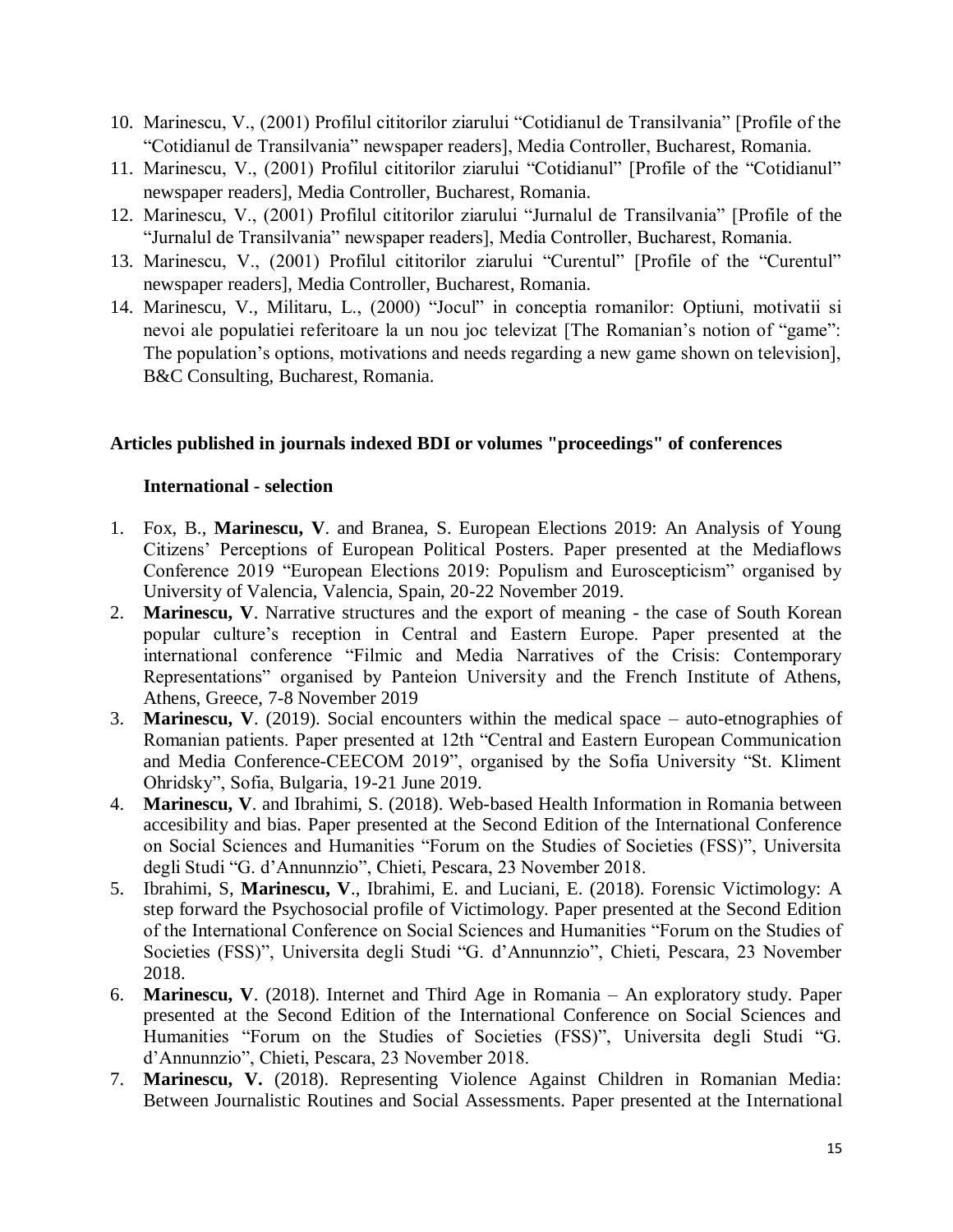10. Marinescu, V., (2001) Profilul cititorilor ziarului “Cotidianul de Transilvania” [Profile of the “Cotidianul de Transilvania” newspaper readers], Media Controller, Bucharest, Romania.
11. Marinescu, V., (2001) Profilul cititorilor ziarului “Cotidianul” [Profile of the “Cotidianul” newspaper readers], Media Controller, Bucharest, Romania.
12. Marinescu, V., (2001) Profilul cititorilor ziarului “Jurnalul de Transilvania” [Profile of the “Jurnalul de Transilvania” newspaper readers], Media Controller, Bucharest, Romania.
13. Marinescu, V., (2001) Profilul cititorilor ziarului “Curentul” [Profile of the “Curentul” newspaper readers], Media Controller, Bucharest, Romania.
14. Marinescu, V., Militaru, L., (2000) “Jocul” in conceptia romanilor: Optiuni, motivatii si nevoi ale populatiei referitoare la un nou joc televizat [The Romanian’s notion of “game”: The population’s options, motivations and needs regarding a new game shown on television], B&C Consulting, Bucharest, Romania.

**Articles published in journals indexed BDI or volumes "proceedings" of conferences**

**International - selection**

1. Fox, B., **Marinescu, V**. and Branea, S. European Elections 2019: An Analysis of Young Citizens’ Perceptions of European Political Posters. Paper presented at the Mediaflows Conference 2019 “European Elections 2019: Populism and Euroscepticism” organised by University of Valencia, Valencia, Spain, 20-22 November 2019.
2. **Marinescu, V**. Narrative structures and the export of meaning - the case of South Korean popular culture’s reception in Central and Eastern Europe. Paper presented at the international conference “Filmic and Media Narratives of the Crisis: Contemporary Representations” organised by Panteion University and the French Institute of Athens, Athens, Greece, 7-8 November 2019
3. **Marinescu, V**. (2019). Social encounters within the medical space – auto-etnographies of Romanian patients. Paper presented at 12th “Central and Eastern European Communication and Media Conference-CEECOM 2019”, organised by the Sofia University “St. Kliment Ohridsky”, Sofia, Bulgaria, 19-21 June 2019.
4. **Marinescu, V**. and Ibrahimi, S. (2018). Web-based Health Information in Romania between accesibility and bias. Paper presented at the Second Edition of the International Conference on Social Sciences and Humanities “Forum on the Studies of Societies (FSS)”, Universita degli Studi “G. d’Annunnzio”, Chieti, Pescara, 23 November 2018.
5. Ibrahimi, S, **Marinescu, V**., Ibrahimi, E. and Luciani, E. (2018). Forensic Victimology: A step forward the Psychosocial profile of Victimology. Paper presented at the Second Edition of the International Conference on Social Sciences and Humanities “Forum on the Studies of Societies (FSS)”, Universita degli Studi “G. d’Annunnzio”, Chieti, Pescara, 23 November 2018.
6. **Marinescu, V**. (2018). Internet and Third Age in Romania – An exploratory study. Paper presented at the Second Edition of the International Conference on Social Sciences and Humanities “Forum on the Studies of Societies (FSS)”, Universita degli Studi “G. d’Annunnzio”, Chieti, Pescara, 23 November 2018.
7. **Marinescu, V.** (2018). Representing Violence Against Children in Romanian Media: Between Journalistic Routines and Social Assessments. Paper presented at the International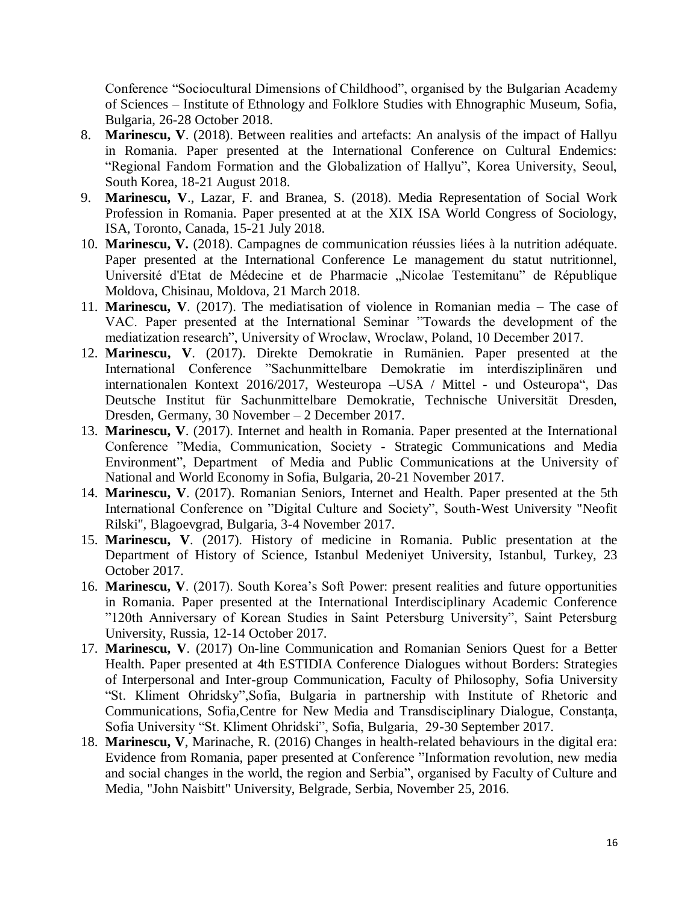Conference “Sociocultural Dimensions of Childhood”, organised by the Bulgarian Academy of Sciences – Institute of Ethnology and Folklore Studies with Ehnographic Museum, Sofia, Bulgaria, 26-28 October 2018.

8. **Marinescu, V**. (2018). Between realities and artefacts: An analysis of the impact of Hallyu in Romania. Paper presented at the International Conference on Cultural Endemics: “Regional Fandom Formation and the Globalization of Hallyu”, Korea University, Seoul, South Korea, 18-21 August 2018.
9. **Marinescu, V**., Lazar, F. and Branea, S. (2018). Media Representation of Social Work Profession in Romania. Paper presented at at the XIX ISA World Congress of Sociology, ISA, Toronto, Canada, 15-21 July 2018.
10. **Marinescu, V.** (2018). Campagnes de communication réussies liées à la nutrition adéquate. Paper presented at the International Conference Le management du statut nutritionnel, Université d'Etat de Médecine et de Pharmacie „Nicolae Testemitanu” de République Moldova, Chisinau, Moldova, 21 March 2018.
11. **Marinescu, V**. (2017). The mediatisation of violence in Romanian media – The case of VAC. Paper presented at the International Seminar ”Towards the development of the mediatization research”, University of Wroclaw, Wroclaw, Poland, 10 December 2017.
12. **Marinescu, V**. (2017). Direkte Demokratie in Rumänien. Paper presented at the International Conference ”Sachunmittelbare Demokratie im interdisziplinären und internationalen Kontext 2016/2017, Westeuropa –USA / Mittel - und Osteuropa“, Das Deutsche Institut für Sachunmittelbare Demokratie, Technische Universität Dresden, Dresden, Germany, 30 November – 2 December 2017.
13. **Marinescu, V**. (2017). Internet and health in Romania. Paper presented at the International Conference ”Media, Communication, Society - Strategic Communications and Media Environment”, Department of Media and Public Communications at the University of National and World Economy in Sofia, Bulgaria, 20-21 November 2017.
14. **Marinescu, V**. (2017). Romanian Seniors, Internet and Health. Paper presented at the 5th International Conference on ”Digital Culture and Society”, South-West University "Neofit Rilski", Blagoevgrad, Bulgaria, 3-4 November 2017.
15. **Marinescu, V**. (2017). History of medicine in Romania. Public presentation at the Department of History of Science, Istanbul Medeniyet University, Istanbul, Turkey, 23 October 2017.
16. **Marinescu, V**. (2017). South Korea’s Soft Power: present realities and future opportunities in Romania. Paper presented at the International Interdisciplinary Academic Conference ”120th Anniversary of Korean Studies in Saint Petersburg University”, Saint Petersburg University, Russia, 12-14 October 2017.
17. **Marinescu, V**. (2017) On-line Communication and Romanian Seniors Quest for a Better Health. Paper presented at 4th ESTIDIA Conference Dialogues without Borders: Strategies of Interpersonal and Inter-group Communication, Faculty of Philosophy, Sofia University “St. Kliment Ohridsky”,Sofia, Bulgaria in partnership with Institute of Rhetoric and Communications, Sofia,Centre for New Media and Transdisciplinary Dialogue, Constanţa, Sofia University “St. Kliment Ohridski”, Sofia, Bulgaria, 29-30 September 2017.
18. **Marinescu, V**, Marinache, R. (2016) Changes in health-related behaviours in the digital era: Evidence from Romania, paper presented at Conference ”Information revolution, new media and social changes in the world, the region and Serbia”, organised by Faculty of Culture and Media, "John Naisbitt" University, Belgrade, Serbia, November 25, 2016.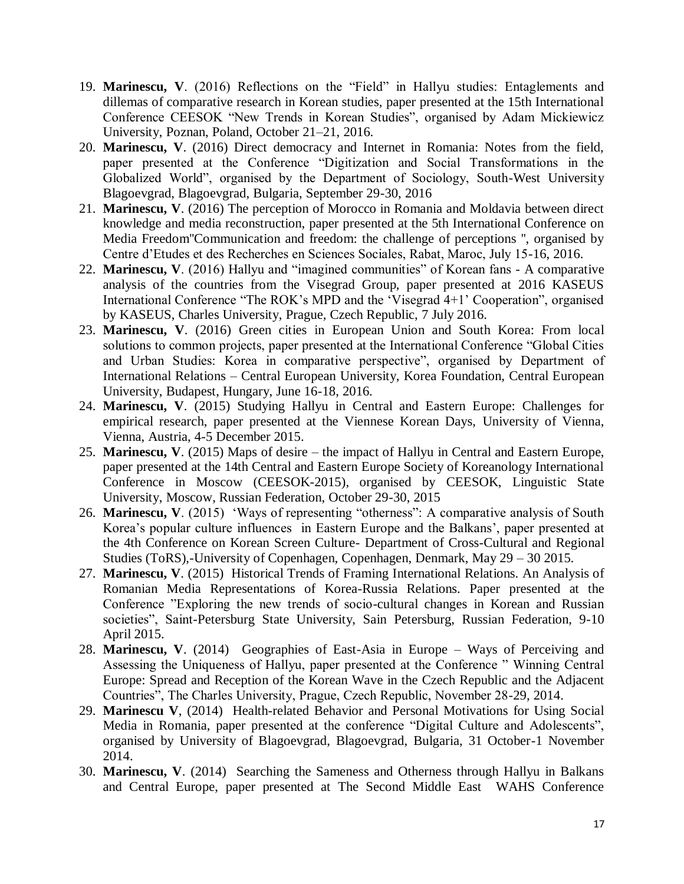19. **Marinescu, V**. (2016) Reflections on the "Field" in Hallyu studies: Entaglements and dillemas of comparative research in Korean studies, paper presented at the 15th International Conference CEESOK "New Trends in Korean Studies", organised by Adam Mickiewicz University, Poznan, Poland, October 21–21, 2016.
20. **Marinescu, V**. (2016) Direct democracy and Internet in Romania: Notes from the field, paper presented at the Conference "Digitization and Social Transformations in the Globalized World", organised by the Department of Sociology, South-West University Blagoevgrad, Blagoevgrad, Bulgaria, September 29-30, 2016
21. **Marinescu, V**. (2016) The perception of Morocco in Romania and Moldavia between direct knowledge and media reconstruction, paper presented at the 5th International Conference on Media Freedom"Communication and freedom: the challenge of perceptions ", organised by Centre d'Etudes et des Recherches en Sciences Sociales, Rabat, Maroc, July 15-16, 2016.
22. **Marinescu, V**. (2016) Hallyu and "imagined communities" of Korean fans - A comparative analysis of the countries from the Visegrad Group, paper presented at 2016 KASEUS International Conference "The ROK's MPD and the 'Visegrad 4+1' Cooperation", organised by KASEUS, Charles University, Prague, Czech Republic, 7 July 2016.
23. **Marinescu, V**. (2016) Green cities in European Union and South Korea: From local solutions to common projects, paper presented at the International Conference "Global Cities and Urban Studies: Korea in comparative perspective", organised by Department of International Relations – Central European University, Korea Foundation, Central European University, Budapest, Hungary, June 16-18, 2016.
24. **Marinescu, V**. (2015) Studying Hallyu in Central and Eastern Europe: Challenges for empirical research, paper presented at the Viennese Korean Days, University of Vienna, Vienna, Austria, 4-5 December 2015.
25. **Marinescu, V**. (2015) Maps of desire – the impact of Hallyu in Central and Eastern Europe, paper presented at the 14th Central and Eastern Europe Society of Koreanology International Conference in Moscow (CEESOK-2015), organised by CEESOK, Linguistic State University, Moscow, Russian Federation, October 29-30, 2015
26. **Marinescu, V**. (2015) 'Ways of representing "otherness": A comparative analysis of South Korea's popular culture influences in Eastern Europe and the Balkans', paper presented at the 4th Conference on Korean Screen Culture- Department of Cross-Cultural and Regional Studies (ToRS),-University of Copenhagen, Copenhagen, Denmark, May 29 – 30 2015.
27. **Marinescu, V**. (2015) Historical Trends of Framing International Relations. An Analysis of Romanian Media Representations of Korea-Russia Relations. Paper presented at the Conference "Exploring the new trends of socio-cultural changes in Korean and Russian societies", Saint-Petersburg State University, Sain Petersburg, Russian Federation, 9-10 April 2015.
28. **Marinescu, V**. (2014) Geographies of East-Asia in Europe – Ways of Perceiving and Assessing the Uniqueness of Hallyu, paper presented at the Conference " Winning Central Europe: Spread and Reception of the Korean Wave in the Czech Republic and the Adjacent Countries", The Charles University, Prague, Czech Republic, November 28-29, 2014.
29. **Marinescu V**, (2014) Health-related Behavior and Personal Motivations for Using Social Media in Romania, paper presented at the conference "Digital Culture and Adolescents", organised by University of Blagoevgrad, Blagoevgrad, Bulgaria, 31 October-1 November 2014.
30. **Marinescu, V**. (2014) Searching the Sameness and Otherness through Hallyu in Balkans and Central Europe, paper presented at The Second Middle East WAHS Conference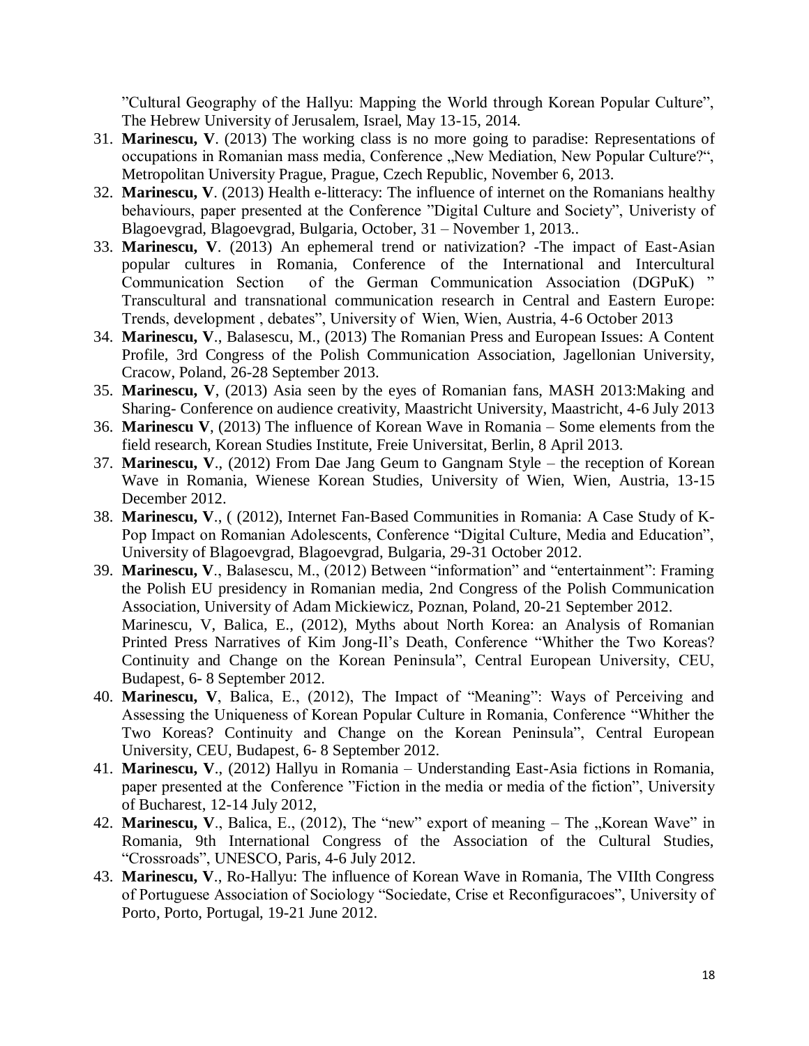"Cultural Geography of the Hallyu: Mapping the World through Korean Popular Culture", The Hebrew University of Jerusalem, Israel, May 13-15, 2014.

31. **Marinescu, V**. (2013) The working class is no more going to paradise: Representations of occupations in Romanian mass media, Conference „New Mediation, New Popular Culture?", Metropolitan University Prague, Prague, Czech Republic, November 6, 2013.
32. **Marinescu, V**. (2013) Health e-litteracy: The influence of internet on the Romanians healthy behaviours, paper presented at the Conference "Digital Culture and Society", Univeristy of Blagoevgrad, Blagoevgrad, Bulgaria, October, 31 – November 1, 2013..
33. **Marinescu, V**. (2013) An ephemeral trend or nativization? -The impact of East-Asian popular cultures in Romania, Conference of the International and Intercultural Communication Section of the German Communication Association (DGPuK) " Transcultural and transnational communication research in Central and Eastern Europe: Trends, development , debates", University of Wien, Wien, Austria, 4-6 October 2013
34. **Marinescu, V**., Balasescu, M., (2013) The Romanian Press and European Issues: A Content Profile, 3rd Congress of the Polish Communication Association, Jagellonian University, Cracow, Poland, 26-28 September 2013.
35. **Marinescu, V**, (2013) Asia seen by the eyes of Romanian fans, MASH 2013:Making and Sharing- Conference on audience creativity, Maastricht University, Maastricht, 4-6 July 2013
36. **Marinescu V**, (2013) The influence of Korean Wave in Romania – Some elements from the field research, Korean Studies Institute, Freie Universitat, Berlin, 8 April 2013.
37. **Marinescu, V**., (2012) From Dae Jang Geum to Gangnam Style – the reception of Korean Wave in Romania, Wienese Korean Studies, University of Wien, Wien, Austria, 13-15 December 2012.
38. **Marinescu, V**., ( (2012), Internet Fan-Based Communities in Romania: A Case Study of K-Pop Impact on Romanian Adolescents, Conference "Digital Culture, Media and Education", University of Blagoevgrad, Blagoevgrad, Bulgaria, 29-31 October 2012.
39. **Marinescu, V**., Balasescu, M., (2012) Between "information" and "entertainment": Framing the Polish EU presidency in Romanian media, 2nd Congress of the Polish Communication Association, University of Adam Mickiewicz, Poznan, Poland, 20-21 September 2012.
    Marinescu, V, Balica, E., (2012), Myths about North Korea: an Analysis of Romanian Printed Press Narratives of Kim Jong-Il's Death, Conference "Whither the Two Koreas? Continuity and Change on the Korean Peninsula", Central European University, CEU, Budapest, 6- 8 September 2012.
40. **Marinescu, V**, Balica, E., (2012), The Impact of "Meaning": Ways of Perceiving and Assessing the Uniqueness of Korean Popular Culture in Romania, Conference "Whither the Two Koreas? Continuity and Change on the Korean Peninsula", Central European University, CEU, Budapest, 6- 8 September 2012.
41. **Marinescu, V**., (2012) Hallyu in Romania – Understanding East-Asia fictions in Romania, paper presented at the Conference "Fiction in the media or media of the fiction", University of Bucharest, 12-14 July 2012,
42. **Marinescu, V**., Balica, E., (2012), The "new" export of meaning – The „Korean Wave" in Romania, 9th International Congress of the Association of the Cultural Studies, "Crossroads", UNESCO, Paris, 4-6 July 2012.
43. **Marinescu, V**., Ro-Hallyu: The influence of Korean Wave in Romania, The VIIth Congress of Portuguese Association of Sociology "Sociedate, Crise et Reconfiguracoes", University of Porto, Porto, Portugal, 19-21 June 2012.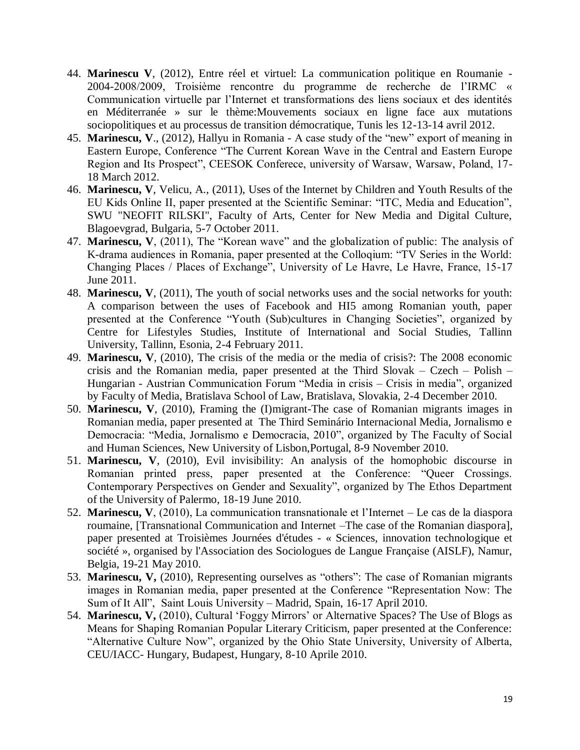44. **Marinescu V**, (2012), Entre réel et virtuel: La communication politique en Roumanie - 2004-2008/2009, Troisième rencontre du programme de recherche de l'IRMC « Communication virtuelle par l'Internet et transformations des liens sociaux et des identités en Méditerranée » sur le thème:Mouvements sociaux en ligne face aux mutations sociopolitiques et au processus de transition démocratique, Tunis les 12-13-14 avril 2012.
45. **Marinescu, V**., (2012), Hallyu in Romania - A case study of the "new" export of meaning in Eastern Europe, Conference "The Current Korean Wave in the Central and Eastern Europe Region and Its Prospect", CEESOK Conferece, university of Warsaw, Warsaw, Poland, 17-18 March 2012.
46. **Marinescu, V**, Velicu, A., (2011), Uses of the Internet by Children and Youth Results of the EU Kids Online II, paper presented at the Scientific Seminar: "ITC, Media and Education", SWU "NEOFIT RILSKI", Faculty of Arts, Center for New Media and Digital Culture, Blagoevgrad, Bulgaria, 5-7 October 2011.
47. **Marinescu, V**, (2011), The "Korean wave" and the globalization of public: The analysis of K-drama audiences in Romania, paper presented at the Colloqium: "TV Series in the World: Changing Places / Places of Exchange", University of Le Havre, Le Havre, France, 15-17 June 2011.
48. **Marinescu, V**, (2011), The youth of social networks uses and the social networks for youth: A comparison between the uses of Facebook and HI5 among Romanian youth, paper presented at the Conference "Youth (Sub)cultures in Changing Societies", organized by Centre for Lifestyles Studies, Institute of International and Social Studies, Tallinn University, Tallinn, Esonia, 2-4 February 2011.
49. **Marinescu, V**, (2010), The crisis of the media or the media of crisis?: The 2008 economic crisis and the Romanian media, paper presented at the Third Slovak – Czech – Polish – Hungarian - Austrian Communication Forum "Media in crisis – Crisis in media", organized by Faculty of Media, Bratislava School of Law, Bratislava, Slovakia, 2-4 December 2010.
50. **Marinescu, V**, (2010), Framing the (I)migrant-The case of Romanian migrants images in Romanian media, paper presented at The Third Seminário Internacional Media, Jornalismo e Democracia: "Media, Jornalismo e Democracia, 2010", organized by The Faculty of Social and Human Sciences, New University of Lisbon,Portugal, 8-9 November 2010.
51. **Marinescu, V**, (2010), Evil invisibility: An analysis of the homophobic discourse in Romanian printed press, paper presented at the Conference: "Queer Crossings. Contemporary Perspectives on Gender and Sexuality", organized by The Ethos Department of the University of Palermo, 18-19 June 2010.
52. **Marinescu, V**, (2010), La communication transnationale et l'Internet – Le cas de la diaspora roumaine, [Transnational Communication and Internet –The case of the Romanian diaspora], paper presented at Troisièmes Journées d'études - « Sciences, innovation technologique et société », organised by l'Association des Sociologues de Langue Française (AISLF), Namur, Belgia, 19-21 May 2010.
53. **Marinescu, V,** (2010), Representing ourselves as "others": The case of Romanian migrants images in Romanian media, paper presented at the Conference "Representation Now: The Sum of It All", Saint Louis University – Madrid, Spain, 16-17 April 2010.
54. **Marinescu, V,** (2010), Cultural 'Foggy Mirrors' or Alternative Spaces? The Use of Blogs as Means for Shaping Romanian Popular Literary Criticism, paper presented at the Conference: "Alternative Culture Now", organized by the Ohio State University, University of Alberta, CEU/IACC- Hungary, Budapest, Hungary, 8-10 Aprile 2010.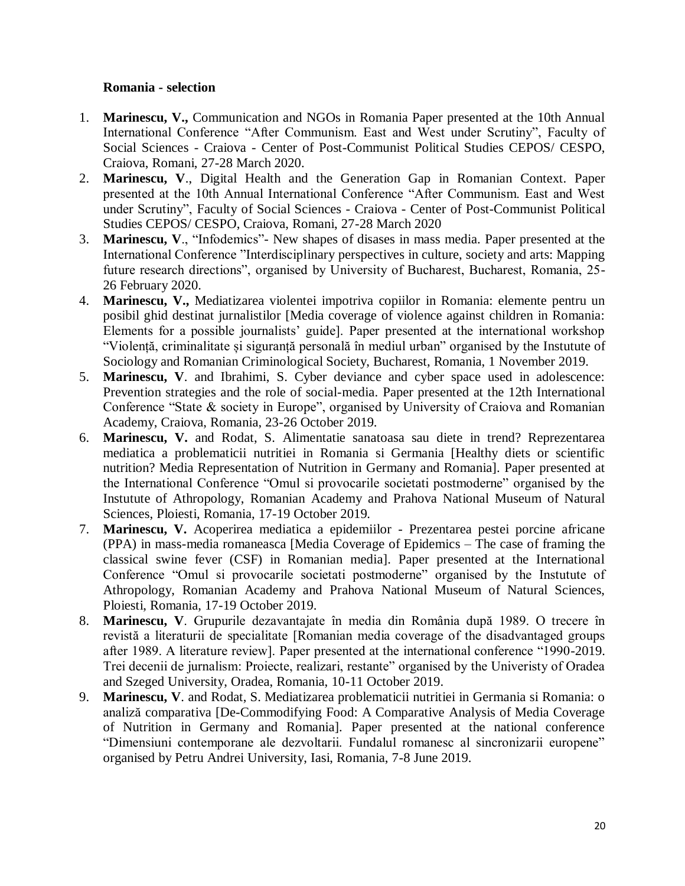**Romania - selection**

1. **Marinescu, V.,** Communication and NGOs in Romania Paper presented at the 10th Annual International Conference "After Communism. East and West under Scrutiny", Faculty of Social Sciences - Craiova - Center of Post-Communist Political Studies CEPOS/ CESPO, Craiova, Romani, 27-28 March 2020.
2. **Marinescu, V**., Digital Health and the Generation Gap in Romanian Context. Paper presented at the 10th Annual International Conference "After Communism. East and West under Scrutiny", Faculty of Social Sciences - Craiova - Center of Post-Communist Political Studies CEPOS/ CESPO, Craiova, Romani, 27-28 March 2020
3. **Marinescu, V**., "Infodemics"- New shapes of disases in mass media. Paper presented at the International Conference "Interdisciplinary perspectives in culture, society and arts: Mapping future research directions", organised by University of Bucharest, Bucharest, Romania, 25-26 February 2020.
4. **Marinescu, V.,** Mediatizarea violentei impotriva copiilor in Romania: elemente pentru un posibil ghid destinat jurnalistilor [Media coverage of violence against children in Romania: Elements for a possible journalists' guide]. Paper presented at the international workshop "Violență, criminalitate și siguranță personală în mediul urban" organised by the Instutute of Sociology and Romanian Criminological Society, Bucharest, Romania, 1 November 2019.
5. **Marinescu, V**. and Ibrahimi, S. Cyber deviance and cyber space used in adolescence: Prevention strategies and the role of social-media. Paper presented at the 12th International Conference "State & society in Europe", organised by University of Craiova and Romanian Academy, Craiova, Romania, 23-26 October 2019.
6. **Marinescu, V.** and Rodat, S. Alimentatie sanatoasa sau diete in trend? Reprezentarea mediatica a problematicii nutritiei in Romania si Germania [Healthy diets or scientific nutrition? Media Representation of Nutrition in Germany and Romania]. Paper presented at the International Conference "Omul si provocarile societati postmoderne" organised by the Instutute of Athropology, Romanian Academy and Prahova National Museum of Natural Sciences, Ploiesti, Romania, 17-19 October 2019.
7. **Marinescu, V.** Acoperirea mediatica a epidemiilor - Prezentarea pestei porcine africane (PPA) in mass-media romaneasca [Media Coverage of Epidemics – The case of framing the classical swine fever (CSF) in Romanian media]. Paper presented at the International Conference "Omul si provocarile societati postmoderne" organised by the Instutute of Athropology, Romanian Academy and Prahova National Museum of Natural Sciences, Ploiesti, Romania, 17-19 October 2019.
8. **Marinescu, V**. Grupurile dezavantajate în media din România după 1989. O trecere în revistă a literaturii de specialitate [Romanian media coverage of the disadvantaged groups after 1989. A literature review]. Paper presented at the international conference "1990-2019. Trei decenii de jurnalism: Proiecte, realizari, restante" organised by the Univeristy of Oradea and Szeged University, Oradea, Romania, 10-11 October 2019.
9. **Marinescu, V**. and Rodat, S. Mediatizarea problematicii nutritiei in Germania si Romania: o analiză comparativa [De-Commodifying Food: A Comparative Analysis of Media Coverage of Nutrition in Germany and Romania]. Paper presented at the national conference "Dimensiuni contemporane ale dezvoltarii. Fundalul romanesc al sincronizarii europene" organised by Petru Andrei University, Iasi, Romania, 7-8 June 2019.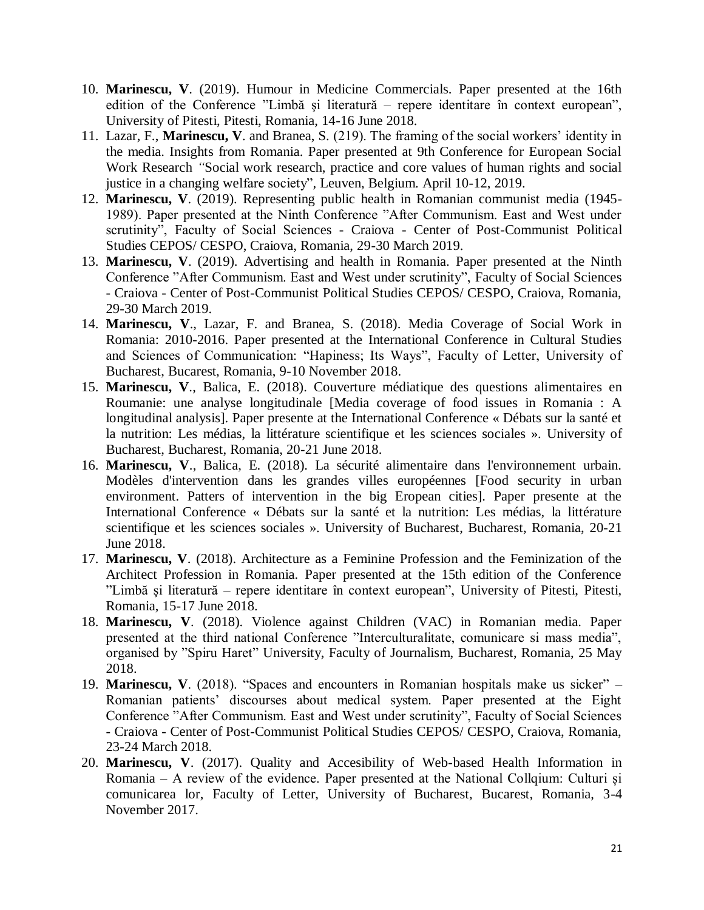10. **Marinescu, V**. (2019). Humour in Medicine Commercials. Paper presented at the 16th edition of the Conference ”Limbă şi literatură – repere identitare în context european”, University of Pitesti, Pitesti, Romania, 14-16 June 2018.
11. Lazar, F., **Marinescu, V**. and Branea, S. (219). The framing of the social workers' identity in the media. Insights from Romania. Paper presented at 9th Conference for European Social Work Research *"*Social work research, practice and core values of human rights and social justice in a changing welfare society", Leuven, Belgium. April 10-12, 2019.
12. **Marinescu, V**. (2019). Representing public health in Romanian communist media (1945-1989). Paper presented at the Ninth Conference ”After Communism. East and West under scrutinity", Faculty of Social Sciences - Craiova - Center of Post-Communist Political Studies CEPOS/ CESPO, Craiova, Romania, 29-30 March 2019.
13. **Marinescu, V**. (2019). Advertising and health in Romania. Paper presented at the Ninth Conference ”After Communism. East and West under scrutinity", Faculty of Social Sciences - Craiova - Center of Post-Communist Political Studies CEPOS/ CESPO, Craiova, Romania, 29-30 March 2019.
14. **Marinescu, V**., Lazar, F. and Branea, S. (2018). Media Coverage of Social Work in Romania: 2010-2016. Paper presented at the International Conference in Cultural Studies and Sciences of Communication: "Hapiness; Its Ways", Faculty of Letter, University of Bucharest, Bucarest, Romania, 9-10 November 2018.
15. **Marinescu, V**., Balica, E. (2018). Couverture médiatique des questions alimentaires en Roumanie: une analyse longitudinale [Media coverage of food issues in Romania : A longitudinal analysis]. Paper presente at the International Conference « Débats sur la santé et la nutrition: Les médias, la littérature scientifique et les sciences sociales ». University of Bucharest, Bucharest, Romania, 20-21 June 2018.
16. **Marinescu, V**., Balica, E. (2018). La sécurité alimentaire dans l'environnement urbain. Modèles d'intervention dans les grandes villes européennes [Food security in urban environment. Patters of intervention in the big Eropean cities]. Paper presente at the International Conference « Débats sur la santé et la nutrition: Les médias, la littérature scientifique et les sciences sociales ». University of Bucharest, Bucharest, Romania, 20-21 June 2018.
17. **Marinescu, V**. (2018). Architecture as a Feminine Profession and the Feminization of the Architect Profession in Romania. Paper presented at the 15th edition of the Conference ”Limbă şi literatură – repere identitare în context european", University of Pitesti, Pitesti, Romania, 15-17 June 2018.
18. **Marinescu, V**. (2018). Violence against Children (VAC) in Romanian media. Paper presented at the third national Conference ”Interculturalitate, comunicare si mass media", organised by ”Spiru Haret" University, Faculty of Journalism, Bucharest, Romania, 25 May 2018.
19. **Marinescu, V**. (2018). "Spaces and encounters in Romanian hospitals make us sicker" – Romanian patients' discourses about medical system. Paper presented at the Eight Conference ”After Communism. East and West under scrutinity", Faculty of Social Sciences - Craiova - Center of Post-Communist Political Studies CEPOS/ CESPO, Craiova, Romania, 23-24 March 2018.
20. **Marinescu, V**. (2017). Quality and Accesibility of Web-based Health Information in Romania – A review of the evidence. Paper presented at the National Collqium: Culturi și comunicarea lor, Faculty of Letter, University of Bucharest, Bucarest, Romania, 3-4 November 2017.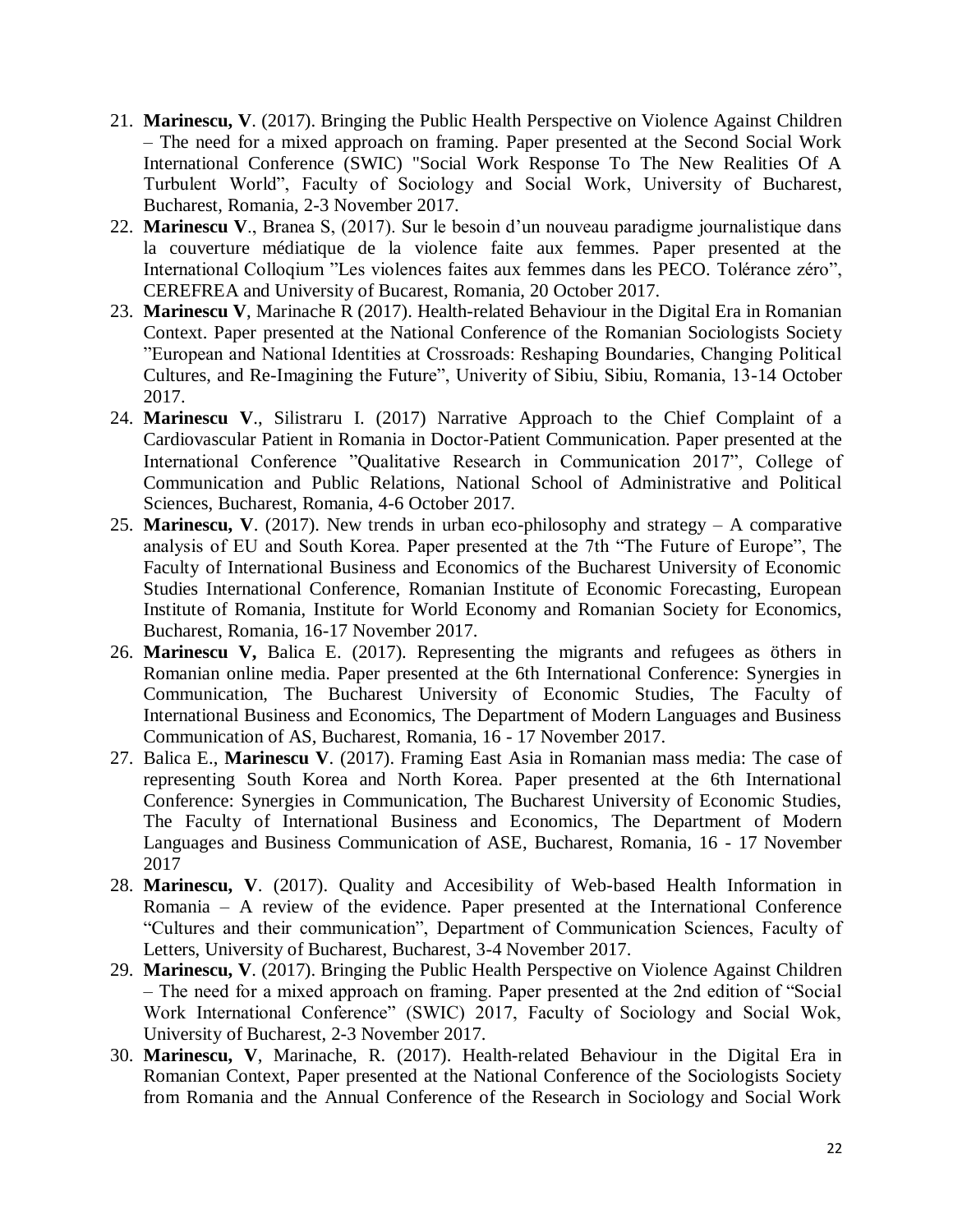21. **Marinescu, V**. (2017). Bringing the Public Health Perspective on Violence Against Children – The need for a mixed approach on framing. Paper presented at the Second Social Work International Conference (SWIC) "Social Work Response To The New Realities Of A Turbulent World", Faculty of Sociology and Social Work, University of Bucharest, Bucharest, Romania, 2-3 November 2017.
22. **Marinescu V**., Branea S, (2017). Sur le besoin d'un nouveau paradigme journalistique dans la couverture médiatique de la violence faite aux femmes. Paper presented at the International Colloqium "Les violences faites aux femmes dans les PECO. Tolérance zéro", CEREFREA and University of Bucarest, Romania, 20 October 2017.
23. **Marinescu V**, Marinache R (2017). Health-related Behaviour in the Digital Era in Romanian Context. Paper presented at the National Conference of the Romanian Sociologists Society "European and National Identities at Crossroads: Reshaping Boundaries, Changing Political Cultures, and Re-Imagining the Future", Univerity of Sibiu, Sibiu, Romania, 13-14 October 2017.
24. **Marinescu V**., Silistraru I. (2017) Narrative Approach to the Chief Complaint of a Cardiovascular Patient in Romania in Doctor-Patient Communication. Paper presented at the International Conference "Qualitative Research in Communication 2017", College of Communication and Public Relations, National School of Administrative and Political Sciences, Bucharest, Romania, 4-6 October 2017.
25. **Marinescu, V**. (2017). New trends in urban eco-philosophy and strategy – A comparative analysis of EU and South Korea. Paper presented at the 7th "The Future of Europe", The Faculty of International Business and Economics of the Bucharest University of Economic Studies International Conference, Romanian Institute of Economic Forecasting, European Institute of Romania, Institute for World Economy and Romanian Society for Economics, Bucharest, Romania, 16-17 November 2017.
26. **Marinescu V,** Balica E. (2017). Representing the migrants and refugees as öthers in Romanian online media. Paper presented at the 6th International Conference: Synergies in Communication, The Bucharest University of Economic Studies, The Faculty of International Business and Economics, The Department of Modern Languages and Business Communication of AS, Bucharest, Romania, 16 - 17 November 2017.
27. Balica E., **Marinescu V**. (2017). Framing East Asia in Romanian mass media: The case of representing South Korea and North Korea. Paper presented at the 6th International Conference: Synergies in Communication, The Bucharest University of Economic Studies, The Faculty of International Business and Economics, The Department of Modern Languages and Business Communication of ASE, Bucharest, Romania, 16 - 17 November 2017
28. **Marinescu, V**. (2017). Quality and Accesibility of Web-based Health Information in Romania – A review of the evidence. Paper presented at the International Conference "Cultures and their communication", Department of Communication Sciences, Faculty of Letters, University of Bucharest, Bucharest, 3-4 November 2017.
29. **Marinescu, V**. (2017). Bringing the Public Health Perspective on Violence Against Children – The need for a mixed approach on framing. Paper presented at the 2nd edition of "Social Work International Conference" (SWIC) 2017, Faculty of Sociology and Social Wok, University of Bucharest, 2-3 November 2017.
30. **Marinescu, V**, Marinache, R. (2017). Health-related Behaviour in the Digital Era in Romanian Context, Paper presented at the National Conference of the Sociologists Society from Romania and the Annual Conference of the Research in Sociology and Social Work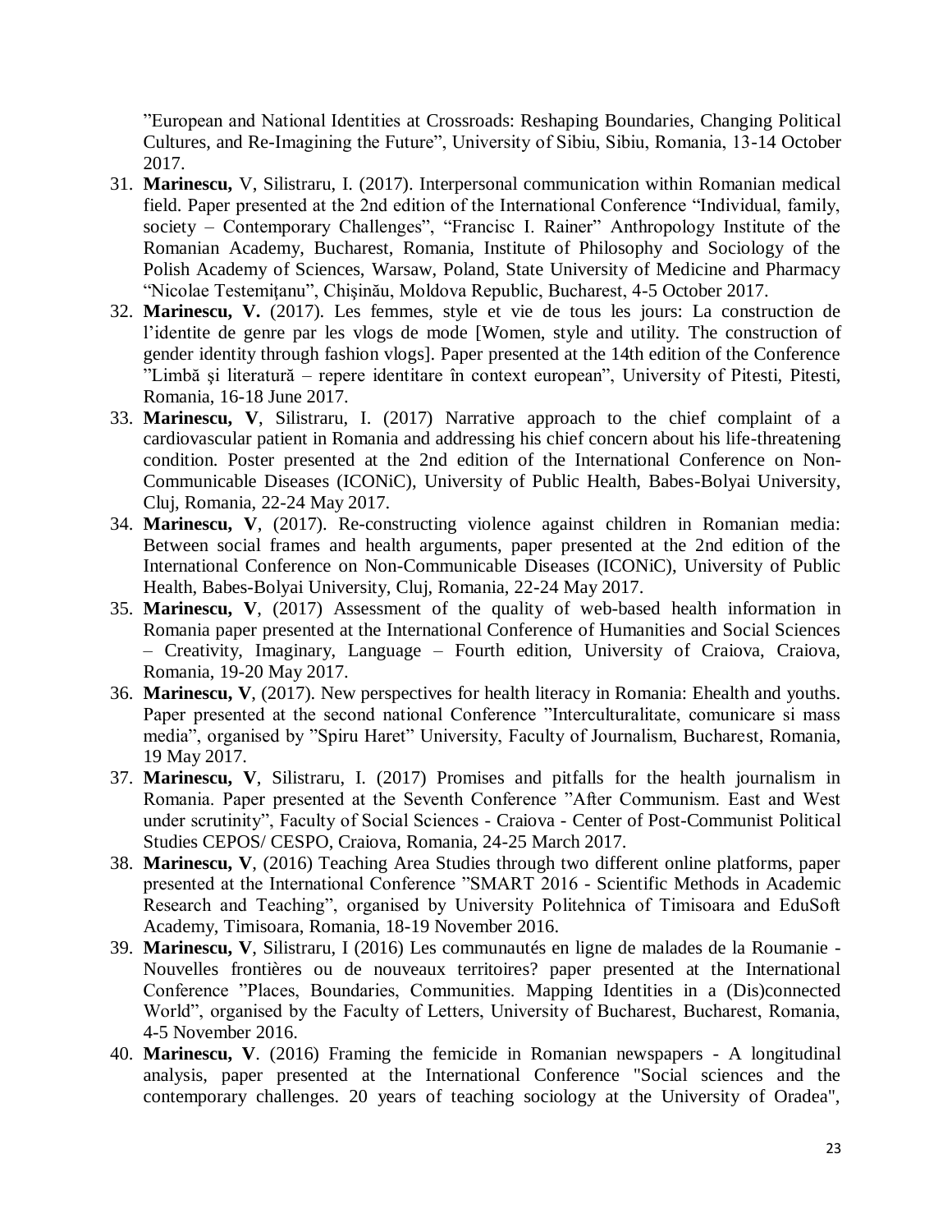”European and National Identities at Crossroads: Reshaping Boundaries, Changing Political Cultures, and Re-Imagining the Future”, University of Sibiu, Sibiu, Romania, 13-14 October 2017.

31. **Marinescu,** V, Silistraru, I. (2017). Interpersonal communication within Romanian medical field. Paper presented at the 2nd edition of the International Conference “Individual, family, society – Contemporary Challenges”, “Francisc I. Rainer” Anthropology Institute of the Romanian Academy, Bucharest, Romania, Institute of Philosophy and Sociology of the Polish Academy of Sciences, Warsaw, Poland, State University of Medicine and Pharmacy “Nicolae Testemiţanu”, Chişinău, Moldova Republic, Bucharest, 4-5 October 2017.
32. **Marinescu, V.** (2017). Les femmes, style et vie de tous les jours: La construction de l’identite de genre par les vlogs de mode [Women, style and utility. The construction of gender identity through fashion vlogs]. Paper presented at the 14th edition of the Conference ”Limbă şi literatură – repere identitare în context european”, University of Pitesti, Pitesti, Romania, 16-18 June 2017.
33. **Marinescu, V**, Silistraru, I. (2017) Narrative approach to the chief complaint of a cardiovascular patient in Romania and addressing his chief concern about his life-threatening condition. Poster presented at the 2nd edition of the International Conference on Non-Communicable Diseases (ICONiC), University of Public Health, Babes-Bolyai University, Cluj, Romania, 22-24 May 2017.
34. **Marinescu, V**, (2017). Re-constructing violence against children in Romanian media: Between social frames and health arguments, paper presented at the 2nd edition of the International Conference on Non-Communicable Diseases (ICONiC), University of Public Health, Babes-Bolyai University, Cluj, Romania, 22-24 May 2017.
35. **Marinescu, V**, (2017) Assessment of the quality of web-based health information in Romania paper presented at the International Conference of Humanities and Social Sciences – Creativity, Imaginary, Language – Fourth edition, University of Craiova, Craiova, Romania, 19-20 May 2017.
36. **Marinescu, V**, (2017). New perspectives for health literacy in Romania: Ehealth and youths. Paper presented at the second national Conference ”Interculturalitate, comunicare si mass media”, organised by ”Spiru Haret” University, Faculty of Journalism, Bucharest, Romania, 19 May 2017.
37. **Marinescu, V**, Silistraru, I. (2017) Promises and pitfalls for the health journalism in Romania. Paper presented at the Seventh Conference ”After Communism. East and West under scrutinity”, Faculty of Social Sciences - Craiova - Center of Post-Communist Political Studies CEPOS/ CESPO, Craiova, Romania, 24-25 March 2017.
38. **Marinescu, V**, (2016) Teaching Area Studies through two different online platforms, paper presented at the International Conference ”SMART 2016 - Scientific Methods in Academic Research and Teaching”, organised by University Politehnica of Timisoara and EduSoft Academy, Timisoara, Romania, 18-19 November 2016.
39. **Marinescu, V**, Silistraru, I (2016) Les communautés en ligne de malades de la Roumanie - Nouvelles frontières ou de nouveaux territoires? paper presented at the International Conference ”Places, Boundaries, Communities. Mapping Identities in a (Dis)connected World”, organised by the Faculty of Letters, University of Bucharest, Bucharest, Romania, 4-5 November 2016.
40. **Marinescu, V**. (2016) Framing the femicide in Romanian newspapers - A longitudinal analysis, paper presented at the International Conference "Social sciences and the contemporary challenges. 20 years of teaching sociology at the University of Oradea",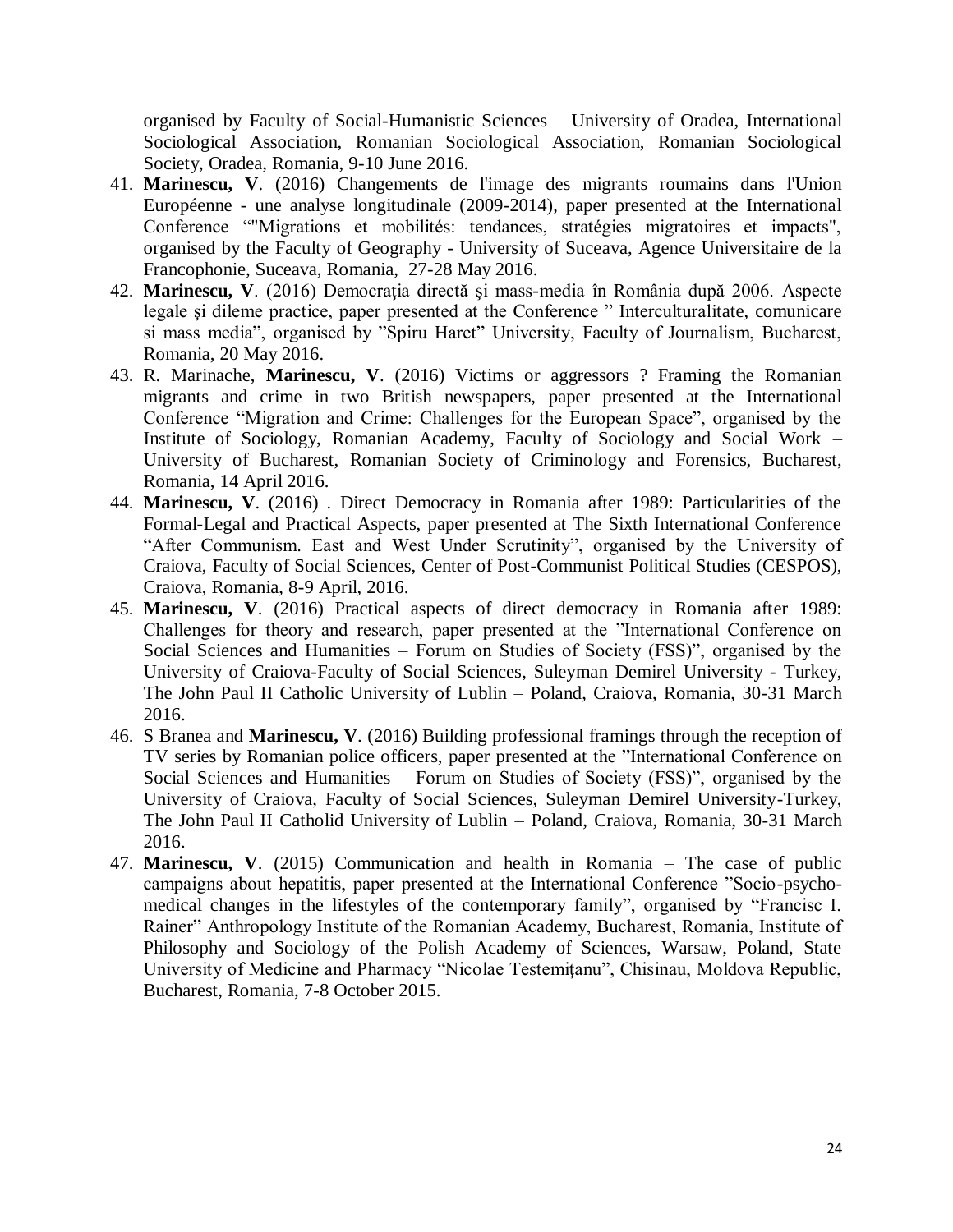organised by Faculty of Social-Humanistic Sciences – University of Oradea, International Sociological Association, Romanian Sociological Association, Romanian Sociological Society, Oradea, Romania, 9-10 June 2016.

41. **Marinescu, V**. (2016) Changements de l'image des migrants roumains dans l'Union Européenne - une analyse longitudinale (2009-2014), paper presented at the International Conference ""Migrations et mobilités: tendances, stratégies migratoires et impacts", organised by the Faculty of Geography - University of Suceava, Agence Universitaire de la Francophonie, Suceava, Romania, 27-28 May 2016.
42. **Marinescu, V**. (2016) Democraţia directă şi mass-media în România după 2006. Aspecte legale şi dileme practice, paper presented at the Conference " Interculturalitate, comunicare si mass media", organised by "Spiru Haret" University, Faculty of Journalism, Bucharest, Romania, 20 May 2016.
43. R. Marinache, **Marinescu, V**. (2016) Victims or aggressors ? Framing the Romanian migrants and crime in two British newspapers, paper presented at the International Conference "Migration and Crime: Challenges for the European Space", organised by the Institute of Sociology, Romanian Academy, Faculty of Sociology and Social Work – University of Bucharest, Romanian Society of Criminology and Forensics, Bucharest, Romania, 14 April 2016.
44. **Marinescu, V**. (2016) . Direct Democracy in Romania after 1989: Particularities of the Formal-Legal and Practical Aspects, paper presented at The Sixth International Conference "After Communism. East and West Under Scrutinity", organised by the University of Craiova, Faculty of Social Sciences, Center of Post-Communist Political Studies (CESPOS), Craiova, Romania, 8-9 April, 2016.
45. **Marinescu, V**. (2016) Practical aspects of direct democracy in Romania after 1989: Challenges for theory and research, paper presented at the "International Conference on Social Sciences and Humanities – Forum on Studies of Society (FSS)", organised by the University of Craiova-Faculty of Social Sciences, Suleyman Demirel University - Turkey, The John Paul II Catholic University of Lublin – Poland, Craiova, Romania, 30-31 March 2016.
46. S Branea and **Marinescu, V**. (2016) Building professional framings through the reception of TV series by Romanian police officers, paper presented at the "International Conference on Social Sciences and Humanities – Forum on Studies of Society (FSS)", organised by the University of Craiova, Faculty of Social Sciences, Suleyman Demirel University-Turkey, The John Paul II Catholid University of Lublin – Poland, Craiova, Romania, 30-31 March 2016.
47. **Marinescu, V**. (2015) Communication and health in Romania – The case of public campaigns about hepatitis, paper presented at the International Conference "Socio-psycho-medical changes in the lifestyles of the contemporary family", organised by "Francisc I. Rainer" Anthropology Institute of the Romanian Academy, Bucharest, Romania, Institute of Philosophy and Sociology of the Polish Academy of Sciences, Warsaw, Poland, State University of Medicine and Pharmacy "Nicolae Testemiţanu", Chisinau, Moldova Republic, Bucharest, Romania, 7-8 October 2015.